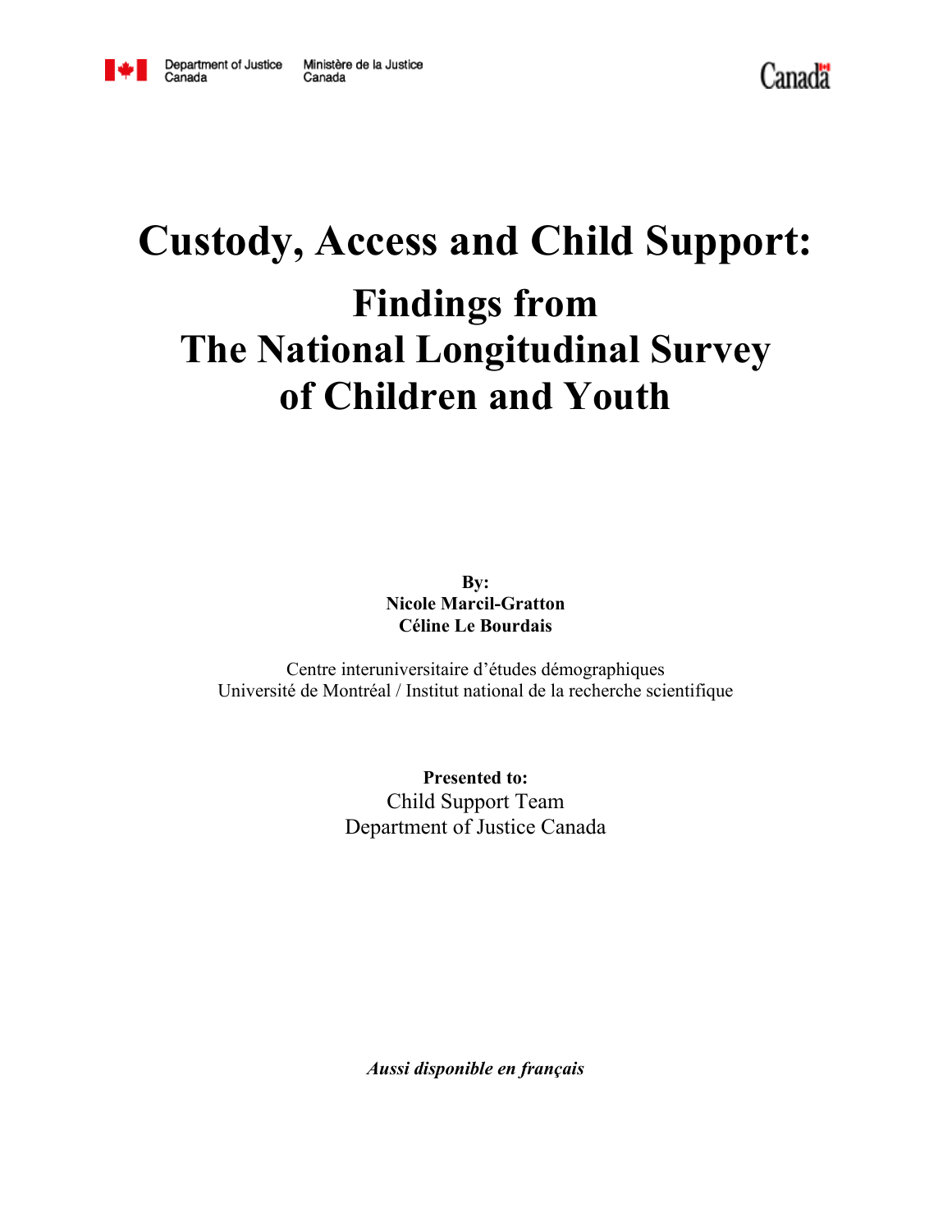Department of Justice Canada | Ministère de la Justice Canada

Canada

# Custody, Access and Child Support:

## Findings from The National Longitudinal Survey of Children and Youth

**By:**
**Nicole Marcil-Gratton**
**Céline Le Bourdais**

Centre interuniversitaire d'études démographiques
Université de Montréal / Institut national de la recherche scientifique

**Presented to:**
Child Support Team
Department of Justice Canada

***Aussi disponible en français***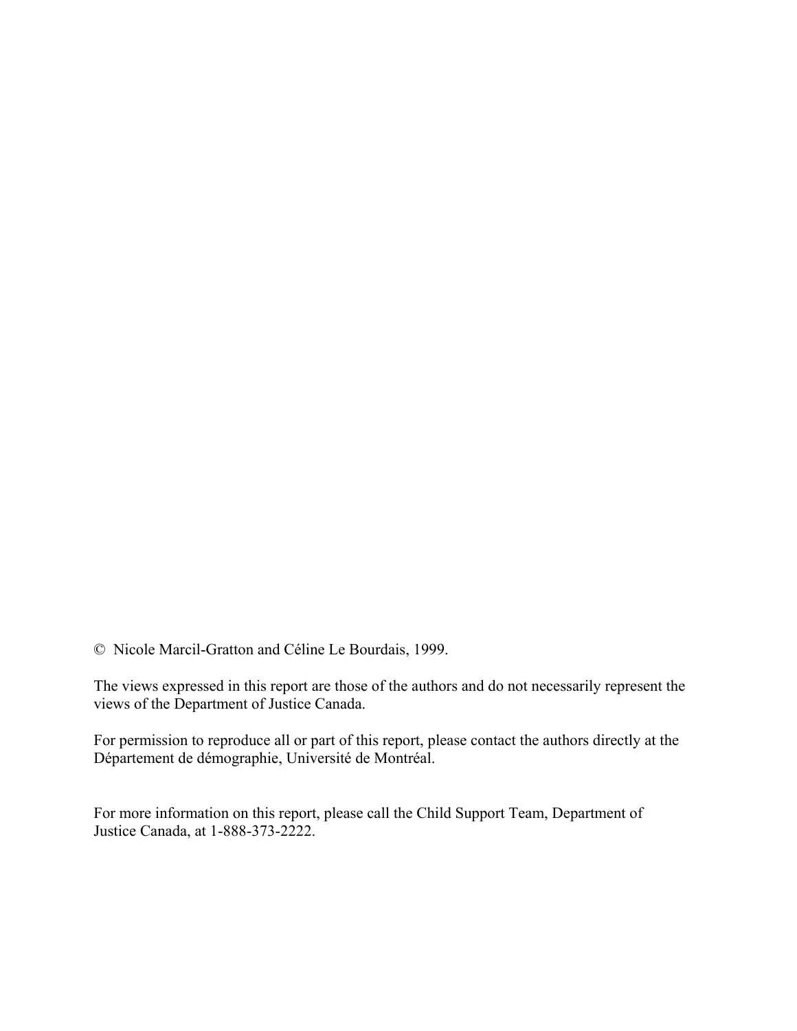© Nicole Marcil-Gratton and Céline Le Bourdais, 1999.

The views expressed in this report are those of the authors and do not necessarily represent the views of the Department of Justice Canada.

For permission to reproduce all or part of this report, please contact the authors directly at the Département de démographie, Université de Montréal.

For more information on this report, please call the Child Support Team, Department of Justice Canada, at 1-888-373-2222.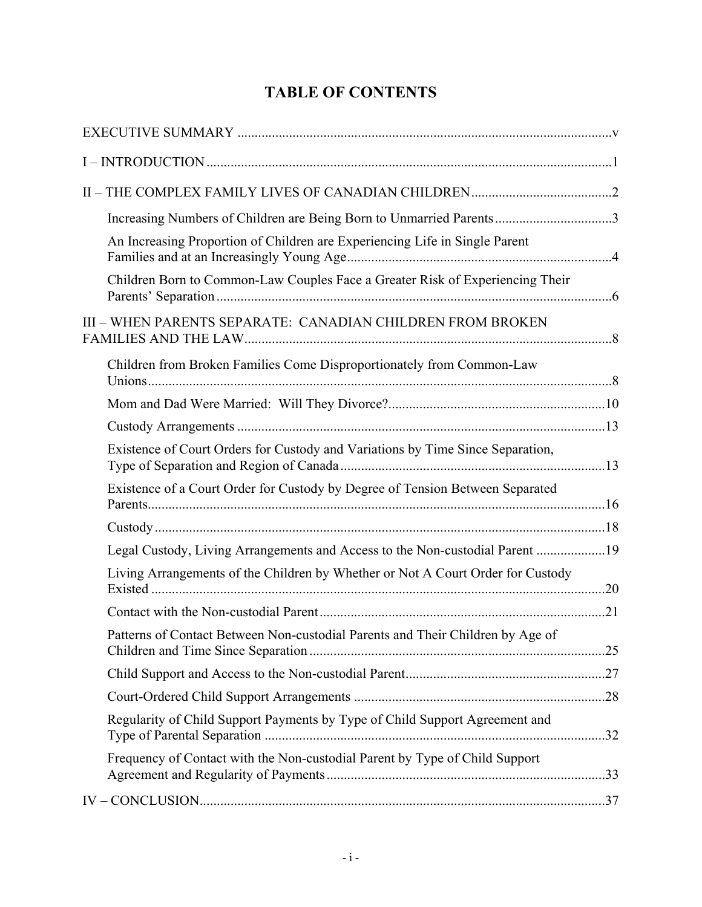# TABLE OF CONTENTS

EXECUTIVE SUMMARY ....................................................................................................v

I – INTRODUCTION ........................................................................................................1

II – THE COMPLEX FAMILY LIVES OF CANADIAN CHILDREN ...................................2

- Increasing Numbers of Children are Being Born to Unmarried Parents ..............................3
- An Increasing Proportion of Children are Experiencing Life in Single Parent Families and at an Increasingly Young Age ..............................................................4
- Children Born to Common-Law Couples Face a Greater Risk of Experiencing Their Parents' Separation ...............................................................................................6

III – WHEN PARENTS SEPARATE: CANADIAN CHILDREN FROM BROKEN FAMILIES AND THE LAW ...................................................................................................8

- Children from Broken Families Come Disproportionately from Common-Law Unions ...................................................................................................................8
- Mom and Dad Were Married: Will They Divorce? .........................................................10
- Custody Arrangements .................................................................................................13
- Existence of Court Orders for Custody and Variations by Time Since Separation, Type of Separation and Region of Canada .........................................................................13
- Existence of a Court Order for Custody by Degree of Tension Between Separated Parents ...................................................................................................................16
- Custody ...................................................................................................................18
- Legal Custody, Living Arrangements and Access to the Non-custodial Parent ....................19
- Living Arrangements of the Children by Whether or Not A Court Order for Custody Existed ....................................................................................................................20
- Contact with the Non-custodial Parent .........................................................................21
- Patterns of Contact Between Non-custodial Parents and Their Children by Age of Children and Time Since Separation ..................................................................................25
- Child Support and Access to the Non-custodial Parent ...................................................27
- Court-Ordered Child Support Arrangements ...................................................................28
- Regularity of Child Support Payments by Type of Child Support Agreement and Type of Parental Separation ............................................................................................32
- Frequency of Contact with the Non-custodial Parent by Type of Child Support Agreement and Regularity of Payments ..............................................................................33

IV – CONCLUSION ........................................................................................................37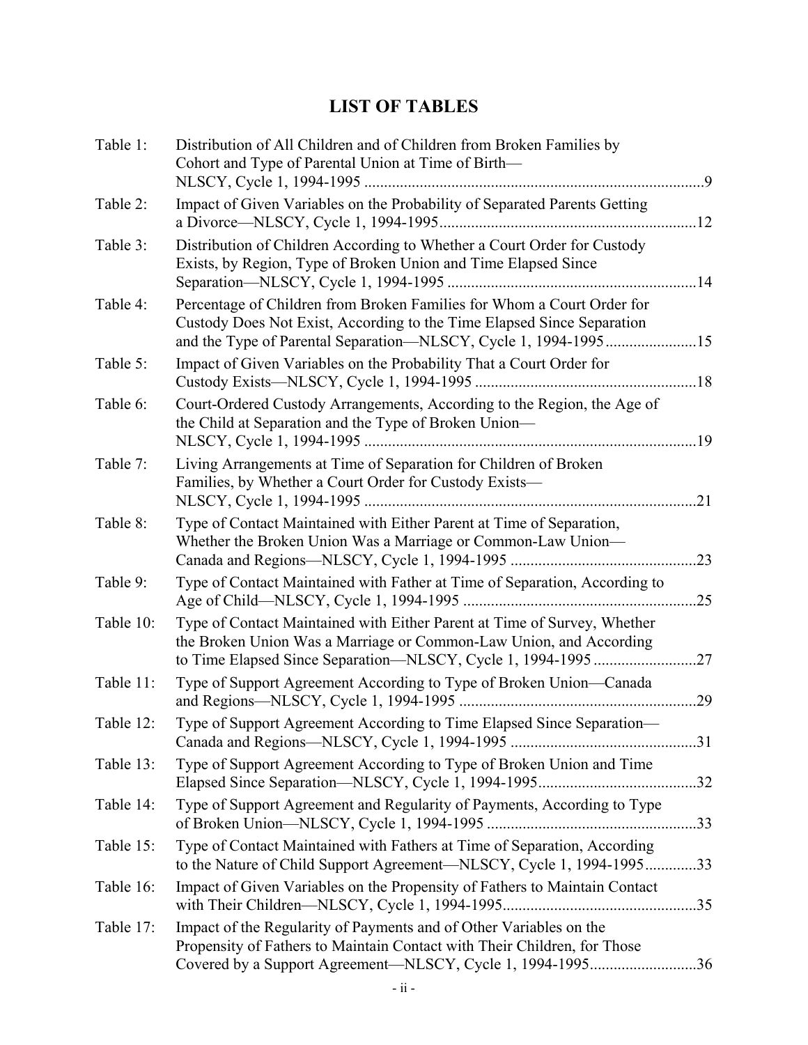## LIST OF TABLES

| | | |
|---|---|---|
| Table 1: | Distribution of All Children and of Children from Broken Families by Cohort and Type of Parental Union at Time of Birth—NLSCY, Cycle 1, 1994-1995 | 9 |
| Table 2: | Impact of Given Variables on the Probability of Separated Parents Getting a Divorce—NLSCY, Cycle 1, 1994-1995 | 12 |
| Table 3: | Distribution of Children According to Whether a Court Order for Custody Exists, by Region, Type of Broken Union and Time Elapsed Since Separation—NLSCY, Cycle 1, 1994-1995 | 14 |
| Table 4: | Percentage of Children from Broken Families for Whom a Court Order for Custody Does Not Exist, According to the Time Elapsed Since Separation and the Type of Parental Separation—NLSCY, Cycle 1, 1994-1995 | 15 |
| Table 5: | Impact of Given Variables on the Probability That a Court Order for Custody Exists—NLSCY, Cycle 1, 1994-1995 | 18 |
| Table 6: | Court-Ordered Custody Arrangements, According to the Region, the Age of the Child at Separation and the Type of Broken Union—NLSCY, Cycle 1, 1994-1995 | 19 |
| Table 7: | Living Arrangements at Time of Separation for Children of Broken Families, by Whether a Court Order for Custody Exists—NLSCY, Cycle 1, 1994-1995 | 21 |
| Table 8: | Type of Contact Maintained with Either Parent at Time of Separation, Whether the Broken Union Was a Marriage or Common-Law Union—Canada and Regions—NLSCY, Cycle 1, 1994-1995 | 23 |
| Table 9: | Type of Contact Maintained with Father at Time of Separation, According to Age of Child—NLSCY, Cycle 1, 1994-1995 | 25 |
| Table 10: | Type of Contact Maintained with Either Parent at Time of Survey, Whether the Broken Union Was a Marriage or Common-Law Union, and According to Time Elapsed Since Separation—NLSCY, Cycle 1, 1994-1995 | 27 |
| Table 11: | Type of Support Agreement According to Type of Broken Union—Canada and Regions—NLSCY, Cycle 1, 1994-1995 | 29 |
| Table 12: | Type of Support Agreement According to Time Elapsed Since Separation—Canada and Regions—NLSCY, Cycle 1, 1994-1995 | 31 |
| Table 13: | Type of Support Agreement According to Type of Broken Union and Time Elapsed Since Separation—NLSCY, Cycle 1, 1994-1995 | 32 |
| Table 14: | Type of Support Agreement and Regularity of Payments, According to Type of Broken Union—NLSCY, Cycle 1, 1994-1995 | 33 |
| Table 15: | Type of Contact Maintained with Fathers at Time of Separation, According to the Nature of Child Support Agreement—NLSCY, Cycle 1, 1994-1995 | 33 |
| Table 16: | Impact of Given Variables on the Propensity of Fathers to Maintain Contact with Their Children—NLSCY, Cycle 1, 1994-1995 | 35 |
| Table 17: | Impact of the Regularity of Payments and of Other Variables on the Propensity of Fathers to Maintain Contact with Their Children, for Those Covered by a Support Agreement—NLSCY, Cycle 1, 1994-1995 | 36 |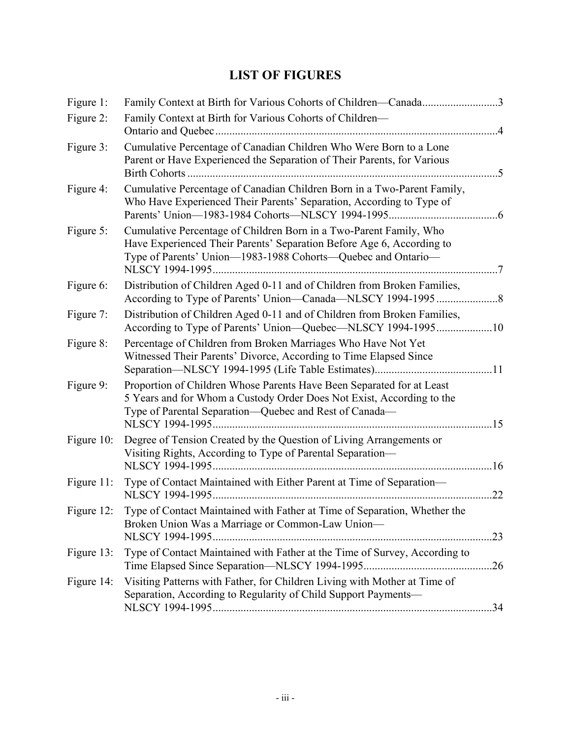# LIST OF FIGURES

| | | |
|---|---|---|
| Figure 1: | Family Context at Birth for Various Cohorts of Children—Canada | 3 |
| Figure 2: | Family Context at Birth for Various Cohorts of Children—Ontario and Quebec | 4 |
| Figure 3: | Cumulative Percentage of Canadian Children Who Were Born to a Lone Parent or Have Experienced the Separation of Their Parents, for Various Birth Cohorts | 5 |
| Figure 4: | Cumulative Percentage of Canadian Children Born in a Two-Parent Family, Who Have Experienced Their Parents' Separation, According to Type of Parents' Union—1983-1984 Cohorts—NLSCY 1994-1995 | 6 |
| Figure 5: | Cumulative Percentage of Children Born in a Two-Parent Family, Who Have Experienced Their Parents' Separation Before Age 6, According to Type of Parents' Union—1983-1988 Cohorts—Quebec and Ontario—NLSCY 1994-1995 | 7 |
| Figure 6: | Distribution of Children Aged 0-11 and of Children from Broken Families, According to Type of Parents' Union—Canada—NLSCY 1994-1995 | 8 |
| Figure 7: | Distribution of Children Aged 0-11 and of Children from Broken Families, According to Type of Parents' Union—Quebec—NLSCY 1994-1995 | 10 |
| Figure 8: | Percentage of Children from Broken Marriages Who Have Not Yet Witnessed Their Parents' Divorce, According to Time Elapsed Since Separation—NLSCY 1994-1995 (Life Table Estimates) | 11 |
| Figure 9: | Proportion of Children Whose Parents Have Been Separated for at Least 5 Years and for Whom a Custody Order Does Not Exist, According to the Type of Parental Separation—Quebec and Rest of Canada—NLSCY 1994-1995 | 15 |
| Figure 10: | Degree of Tension Created by the Question of Living Arrangements or Visiting Rights, According to Type of Parental Separation—NLSCY 1994-1995 | 16 |
| Figure 11: | Type of Contact Maintained with Either Parent at Time of Separation—NLSCY 1994-1995 | 22 |
| Figure 12: | Type of Contact Maintained with Father at Time of Separation, Whether the Broken Union Was a Marriage or Common-Law Union—NLSCY 1994-1995 | 23 |
| Figure 13: | Type of Contact Maintained with Father at the Time of Survey, According to Time Elapsed Since Separation—NLSCY 1994-1995 | 26 |
| Figure 14: | Visiting Patterns with Father, for Children Living with Mother at Time of Separation, According to Regularity of Child Support Payments—NLSCY 1994-1995 | 34 |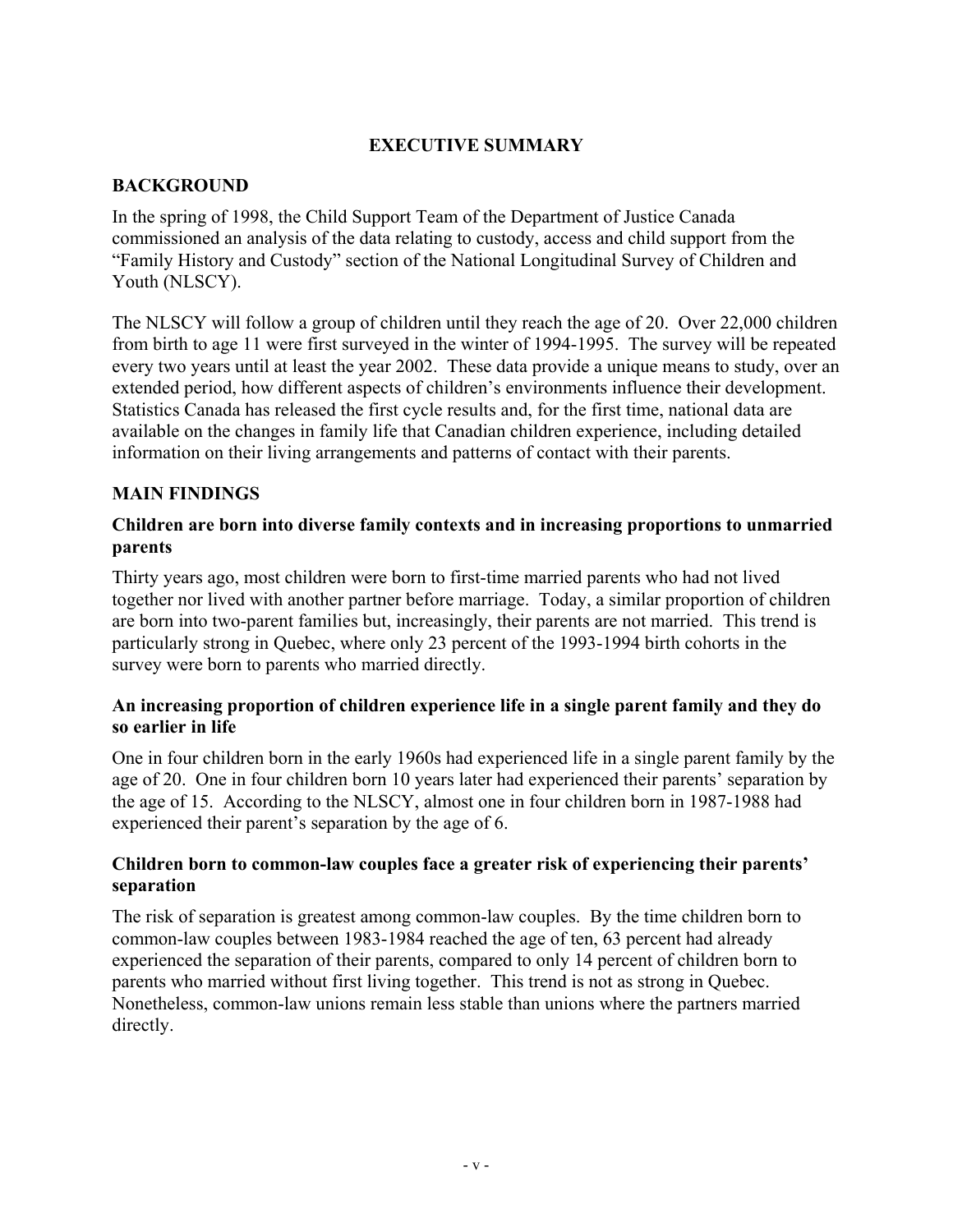# EXECUTIVE SUMMARY

## BACKGROUND

In the spring of 1998, the Child Support Team of the Department of Justice Canada commissioned an analysis of the data relating to custody, access and child support from the "Family History and Custody" section of the National Longitudinal Survey of Children and Youth (NLSCY).

The NLSCY will follow a group of children until they reach the age of 20. Over 22,000 children from birth to age 11 were first surveyed in the winter of 1994-1995. The survey will be repeated every two years until at least the year 2002. These data provide a unique means to study, over an extended period, how different aspects of children's environments influence their development. Statistics Canada has released the first cycle results and, for the first time, national data are available on the changes in family life that Canadian children experience, including detailed information on their living arrangements and patterns of contact with their parents.

## MAIN FINDINGS

### Children are born into diverse family contexts and in increasing proportions to unmarried parents

Thirty years ago, most children were born to first-time married parents who had not lived together nor lived with another partner before marriage. Today, a similar proportion of children are born into two-parent families but, increasingly, their parents are not married. This trend is particularly strong in Quebec, where only 23 percent of the 1993-1994 birth cohorts in the survey were born to parents who married directly.

### An increasing proportion of children experience life in a single parent family and they do so earlier in life

One in four children born in the early 1960s had experienced life in a single parent family by the age of 20. One in four children born 10 years later had experienced their parents' separation by the age of 15. According to the NLSCY, almost one in four children born in 1987-1988 had experienced their parent's separation by the age of 6.

### Children born to common-law couples face a greater risk of experiencing their parents' separation

The risk of separation is greatest among common-law couples. By the time children born to common-law couples between 1983-1984 reached the age of ten, 63 percent had already experienced the separation of their parents, compared to only 14 percent of children born to parents who married without first living together. This trend is not as strong in Quebec. Nonetheless, common-law unions remain less stable than unions where the partners married directly.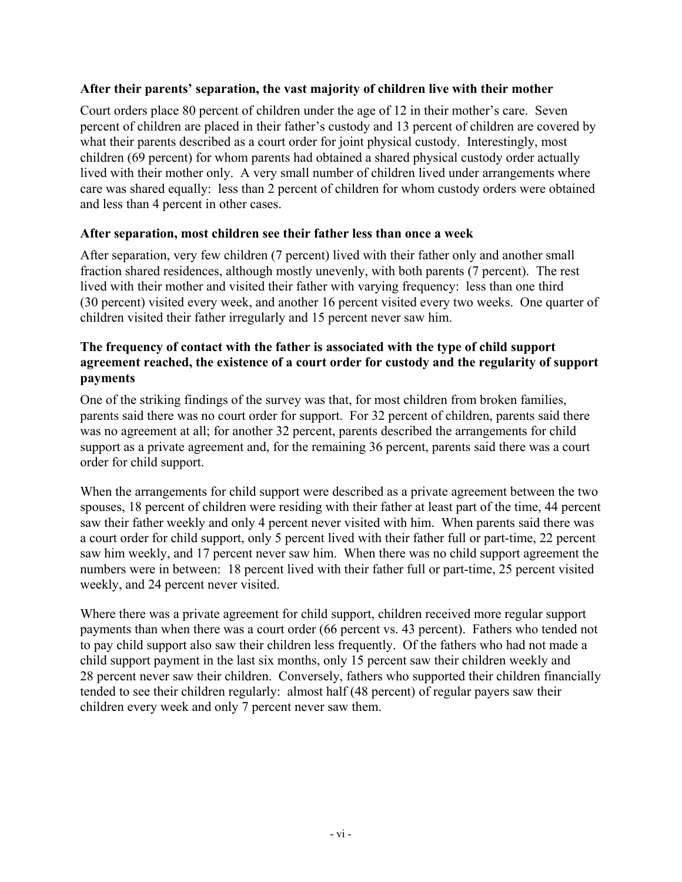**After their parents' separation, the vast majority of children live with their mother**

Court orders place 80 percent of children under the age of 12 in their mother's care. Seven percent of children are placed in their father's custody and 13 percent of children are covered by what their parents described as a court order for joint physical custody. Interestingly, most children (69 percent) for whom parents had obtained a shared physical custody order actually lived with their mother only. A very small number of children lived under arrangements where care was shared equally: less than 2 percent of children for whom custody orders were obtained and less than 4 percent in other cases.

**After separation, most children see their father less than once a week**

After separation, very few children (7 percent) lived with their father only and another small fraction shared residences, although mostly unevenly, with both parents (7 percent). The rest lived with their mother and visited their father with varying frequency: less than one third (30 percent) visited every week, and another 16 percent visited every two weeks. One quarter of children visited their father irregularly and 15 percent never saw him.

**The frequency of contact with the father is associated with the type of child support agreement reached, the existence of a court order for custody and the regularity of support payments**

One of the striking findings of the survey was that, for most children from broken families, parents said there was no court order for support. For 32 percent of children, parents said there was no agreement at all; for another 32 percent, parents described the arrangements for child support as a private agreement and, for the remaining 36 percent, parents said there was a court order for child support.

When the arrangements for child support were described as a private agreement between the two spouses, 18 percent of children were residing with their father at least part of the time, 44 percent saw their father weekly and only 4 percent never visited with him. When parents said there was a court order for child support, only 5 percent lived with their father full or part-time, 22 percent saw him weekly, and 17 percent never saw him. When there was no child support agreement the numbers were in between: 18 percent lived with their father full or part-time, 25 percent visited weekly, and 24 percent never visited.

Where there was a private agreement for child support, children received more regular support payments than when there was a court order (66 percent vs. 43 percent). Fathers who tended not to pay child support also saw their children less frequently. Of the fathers who had not made a child support payment in the last six months, only 15 percent saw their children weekly and 28 percent never saw their children. Conversely, fathers who supported their children financially tended to see their children regularly: almost half (48 percent) of regular payers saw their children every week and only 7 percent never saw them.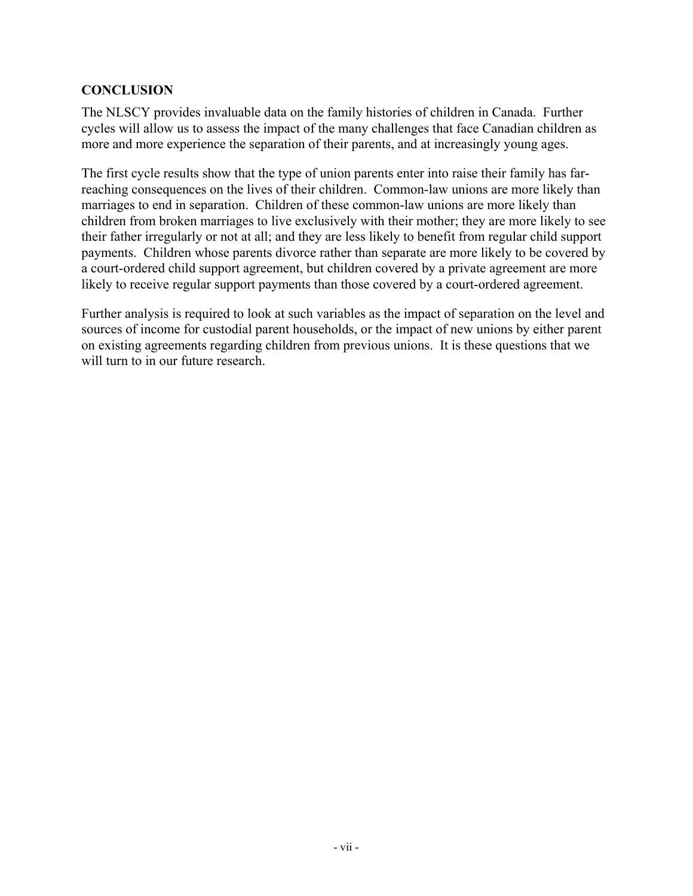## CONCLUSION

The NLSCY provides invaluable data on the family histories of children in Canada. Further cycles will allow us to assess the impact of the many challenges that face Canadian children as more and more experience the separation of their parents, and at increasingly young ages.

The first cycle results show that the type of union parents enter into raise their family has far-reaching consequences on the lives of their children. Common-law unions are more likely than marriages to end in separation. Children of these common-law unions are more likely than children from broken marriages to live exclusively with their mother; they are more likely to see their father irregularly or not at all; and they are less likely to benefit from regular child support payments. Children whose parents divorce rather than separate are more likely to be covered by a court-ordered child support agreement, but children covered by a private agreement are more likely to receive regular support payments than those covered by a court-ordered agreement.

Further analysis is required to look at such variables as the impact of separation on the level and sources of income for custodial parent households, or the impact of new unions by either parent on existing agreements regarding children from previous unions. It is these questions that we will turn to in our future research.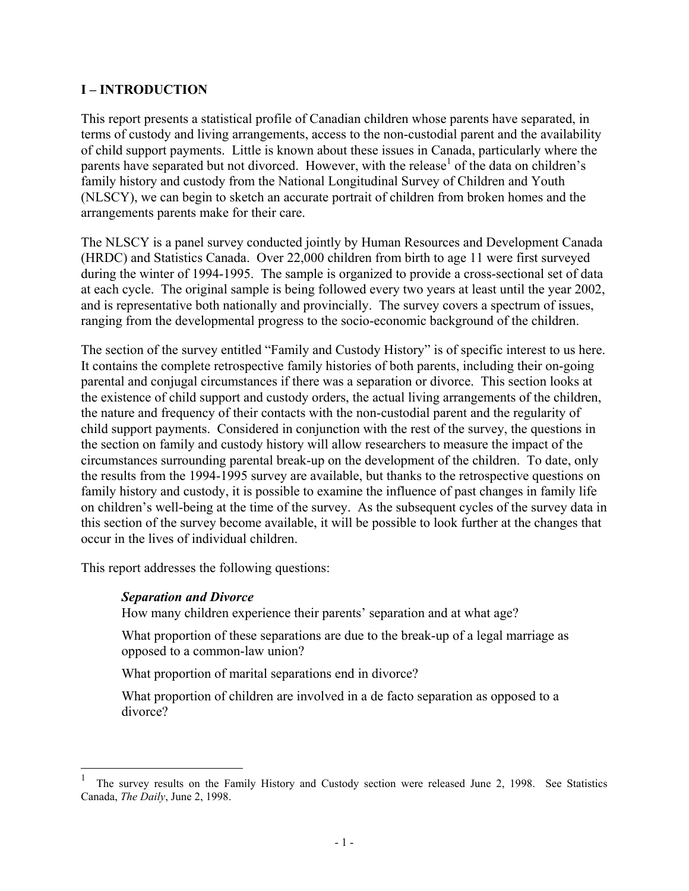# I – INTRODUCTION

This report presents a statistical profile of Canadian children whose parents have separated, in terms of custody and living arrangements, access to the non-custodial parent and the availability of child support payments. Little is known about these issues in Canada, particularly where the parents have separated but not divorced. However, with the release[1] of the data on children's family history and custody from the National Longitudinal Survey of Children and Youth (NLSCY), we can begin to sketch an accurate portrait of children from broken homes and the arrangements parents make for their care.

The NLSCY is a panel survey conducted jointly by Human Resources and Development Canada (HRDC) and Statistics Canada. Over 22,000 children from birth to age 11 were first surveyed during the winter of 1994-1995. The sample is organized to provide a cross-sectional set of data at each cycle. The original sample is being followed every two years at least until the year 2002, and is representative both nationally and provincially. The survey covers a spectrum of issues, ranging from the developmental progress to the socio-economic background of the children.

The section of the survey entitled "Family and Custody History" is of specific interest to us here. It contains the complete retrospective family histories of both parents, including their on-going parental and conjugal circumstances if there was a separation or divorce. This section looks at the existence of child support and custody orders, the actual living arrangements of the children, the nature and frequency of their contacts with the non-custodial parent and the regularity of child support payments. Considered in conjunction with the rest of the survey, the questions in the section on family and custody history will allow researchers to measure the impact of the circumstances surrounding parental break-up on the development of the children. To date, only the results from the 1994-1995 survey are available, but thanks to the retrospective questions on family history and custody, it is possible to examine the influence of past changes in family life on children's well-being at the time of the survey. As the subsequent cycles of the survey data in this section of the survey become available, it will be possible to look further at the changes that occur in the lives of individual children.

This report addresses the following questions:

> ***Separation and Divorce***
>
> How many children experience their parents' separation and at what age?
>
> What proportion of these separations are due to the break-up of a legal marriage as opposed to a common-law union?
>
> What proportion of marital separations end in divorce?
>
> What proportion of children are involved in a de facto separation as opposed to a divorce?

---

[1] The survey results on the Family History and Custody section were released June 2, 1998. See Statistics Canada, *The Daily*, June 2, 1998.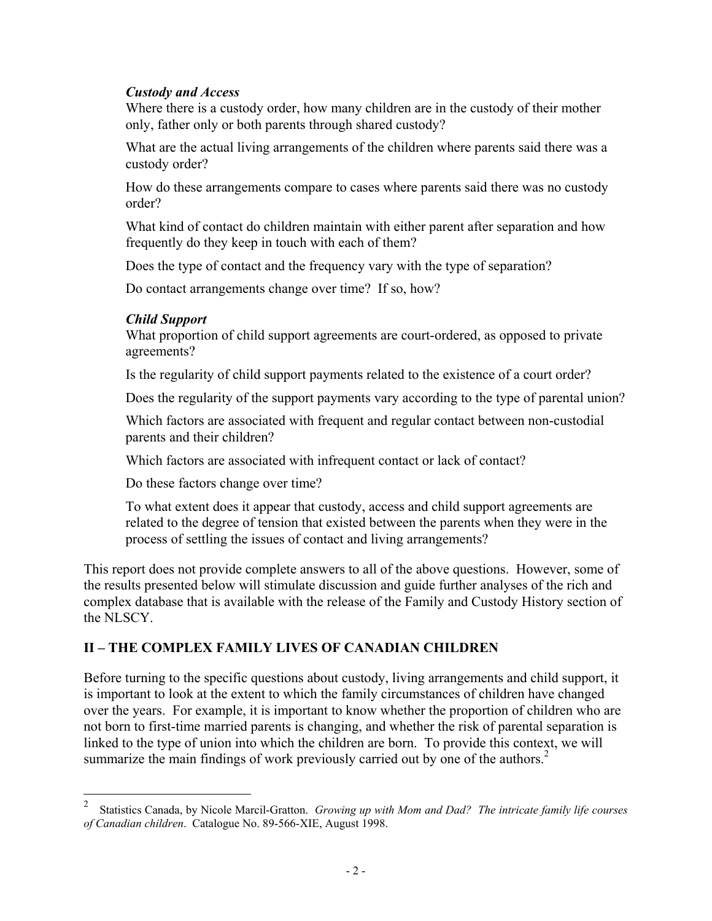*Custody and Access*

Where there is a custody order, how many children are in the custody of their mother only, father only or both parents through shared custody?

What are the actual living arrangements of the children where parents said there was a custody order?

How do these arrangements compare to cases where parents said there was no custody order?

What kind of contact do children maintain with either parent after separation and how frequently do they keep in touch with each of them?

Does the type of contact and the frequency vary with the type of separation?

Do contact arrangements change over time? If so, how?

*Child Support*

What proportion of child support agreements are court-ordered, as opposed to private agreements?

Is the regularity of child support payments related to the existence of a court order?

Does the regularity of the support payments vary according to the type of parental union?

Which factors are associated with frequent and regular contact between non-custodial parents and their children?

Which factors are associated with infrequent contact or lack of contact?

Do these factors change over time?

To what extent does it appear that custody, access and child support agreements are related to the degree of tension that existed between the parents when they were in the process of settling the issues of contact and living arrangements?

This report does not provide complete answers to all of the above questions. However, some of the results presented below will stimulate discussion and guide further analyses of the rich and complex database that is available with the release of the Family and Custody History section of the NLSCY.

## II – THE COMPLEX FAMILY LIVES OF CANADIAN CHILDREN

Before turning to the specific questions about custody, living arrangements and child support, it is important to look at the extent to which the family circumstances of children have changed over the years. For example, it is important to know whether the proportion of children who are not born to first-time married parents is changing, and whether the risk of parental separation is linked to the type of union into which the children are born. To provide this context, we will summarize the main findings of work previously carried out by one of the authors.[2]

[2] Statistics Canada, by Nicole Marcil-Gratton. *Growing up with Mom and Dad? The intricate family life courses of Canadian children*. Catalogue No. 89-566-XIE, August 1998.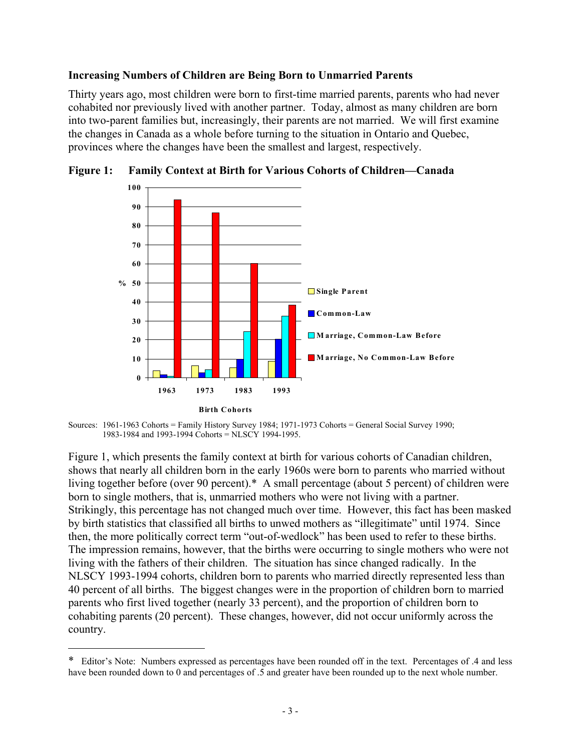### Increasing Numbers of Children are Being Born to Unmarried Parents

Thirty years ago, most children were born to first-time married parents, parents who had never cohabited nor previously lived with another partner. Today, almost as many children are born into two-parent families but, increasingly, their parents are not married. We will first examine the changes in Canada as a whole before turning to the situation in Ontario and Quebec, provinces where the changes have been the smallest and largest, respectively.

**Figure 1: Family Context at Birth for Various Cohorts of Children—Canada**

Sources: 1961-1963 Cohorts = Family History Survey 1984; 1971-1973 Cohorts = General Social Survey 1990; 1983-1984 and 1993-1994 Cohorts = NLSCY 1994-1995.

Figure 1, which presents the family context at birth for various cohorts of Canadian children, shows that nearly all children born in the early 1960s were born to parents who married without living together before (over 90 percent).* A small percentage (about 5 percent) of children were born to single mothers, that is, unmarried mothers who were not living with a partner. Strikingly, this percentage has not changed much over time. However, this fact has been masked by birth statistics that classified all births to unwed mothers as "illegitimate" until 1974. Since then, the more politically correct term "out-of-wedlock" has been used to refer to these births. The impression remains, however, that the births were occurring to single mothers who were not living with the fathers of their children. The situation has since changed radically. In the NLSCY 1993-1994 cohorts, children born to parents who married directly represented less than 40 percent of all births. The biggest changes were in the proportion of children born to married parents who first lived together (nearly 33 percent), and the proportion of children born to cohabiting parents (20 percent). These changes, however, did not occur uniformly across the country.

---

\* Editor's Note: Numbers expressed as percentages have been rounded off in the text. Percentages of .4 and less have been rounded down to 0 and percentages of .5 and greater have been rounded up to the next whole number.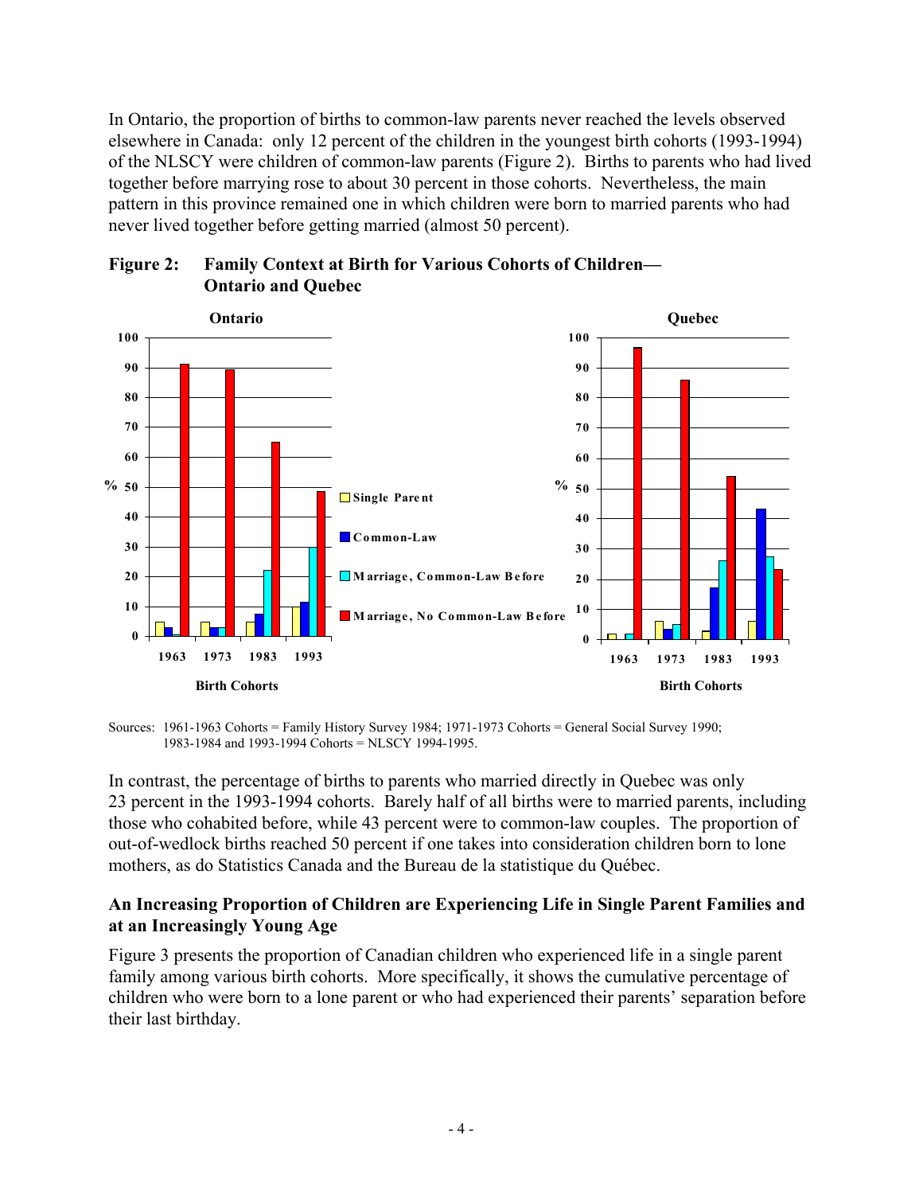In Ontario, the proportion of births to common-law parents never reached the levels observed elsewhere in Canada: only 12 percent of the children in the youngest birth cohorts (1993-1994) of the NLSCY were children of common-law parents (Figure 2). Births to parents who had lived together before marrying rose to about 30 percent in those cohorts. Nevertheless, the main pattern in this province remained one in which children were born to married parents who had never lived together before getting married (almost 50 percent).

**Figure 2: Family Context at Birth for Various Cohorts of Children— Ontario and Quebec**

Sources: 1961-1963 Cohorts = Family History Survey 1984; 1971-1973 Cohorts = General Social Survey 1990; 1983-1984 and 1993-1994 Cohorts = NLSCY 1994-1995.

In contrast, the percentage of births to parents who married directly in Quebec was only 23 percent in the 1993-1994 cohorts. Barely half of all births were to married parents, including those who cohabited before, while 43 percent were to common-law couples. The proportion of out-of-wedlock births reached 50 percent if one takes into consideration children born to lone mothers, as do Statistics Canada and the Bureau de la statistique du Québec.

### An Increasing Proportion of Children are Experiencing Life in Single Parent Families and at an Increasingly Young Age

Figure 3 presents the proportion of Canadian children who experienced life in a single parent family among various birth cohorts. More specifically, it shows the cumulative percentage of children who were born to a lone parent or who had experienced their parents' separation before their last birthday.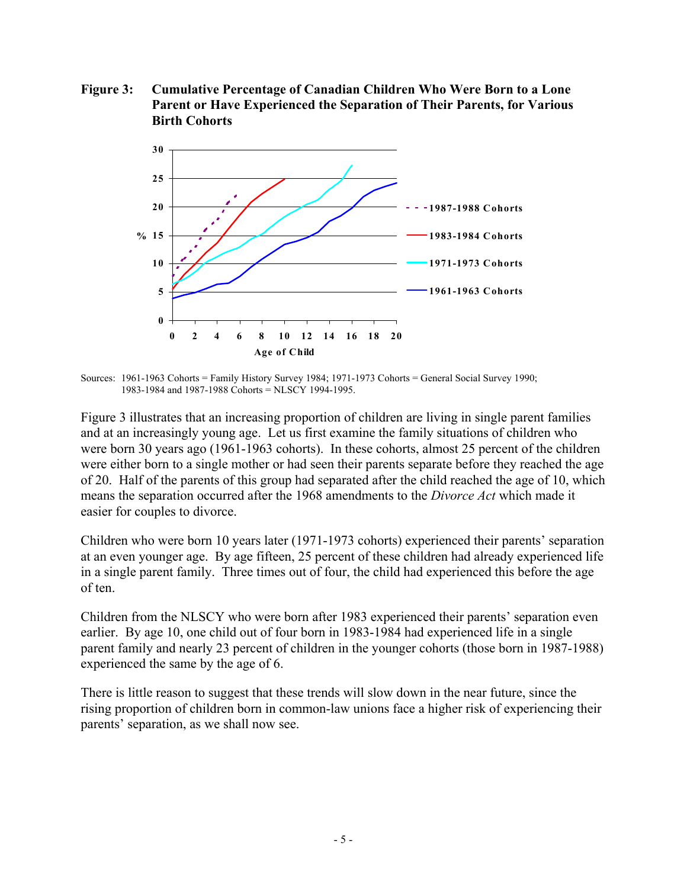**Figure 3: Cumulative Percentage of Canadian Children Who Were Born to a Lone Parent or Have Experienced the Separation of Their Parents, for Various Birth Cohorts**

Sources: 1961-1963 Cohorts = Family History Survey 1984; 1971-1973 Cohorts = General Social Survey 1990; 1983-1984 and 1987-1988 Cohorts = NLSCY 1994-1995.

Figure 3 illustrates that an increasing proportion of children are living in single parent families and at an increasingly young age. Let us first examine the family situations of children who were born 30 years ago (1961-1963 cohorts). In these cohorts, almost 25 percent of the children were either born to a single mother or had seen their parents separate before they reached the age of 20. Half of the parents of this group had separated after the child reached the age of 10, which means the separation occurred after the 1968 amendments to the *Divorce Act* which made it easier for couples to divorce.

Children who were born 10 years later (1971-1973 cohorts) experienced their parents' separation at an even younger age. By age fifteen, 25 percent of these children had already experienced life in a single parent family. Three times out of four, the child had experienced this before the age of ten.

Children from the NLSCY who were born after 1983 experienced their parents' separation even earlier. By age 10, one child out of four born in 1983-1984 had experienced life in a single parent family and nearly 23 percent of children in the younger cohorts (those born in 1987-1988) experienced the same by the age of 6.

There is little reason to suggest that these trends will slow down in the near future, since the rising proportion of children born in common-law unions face a higher risk of experiencing their parents' separation, as we shall now see.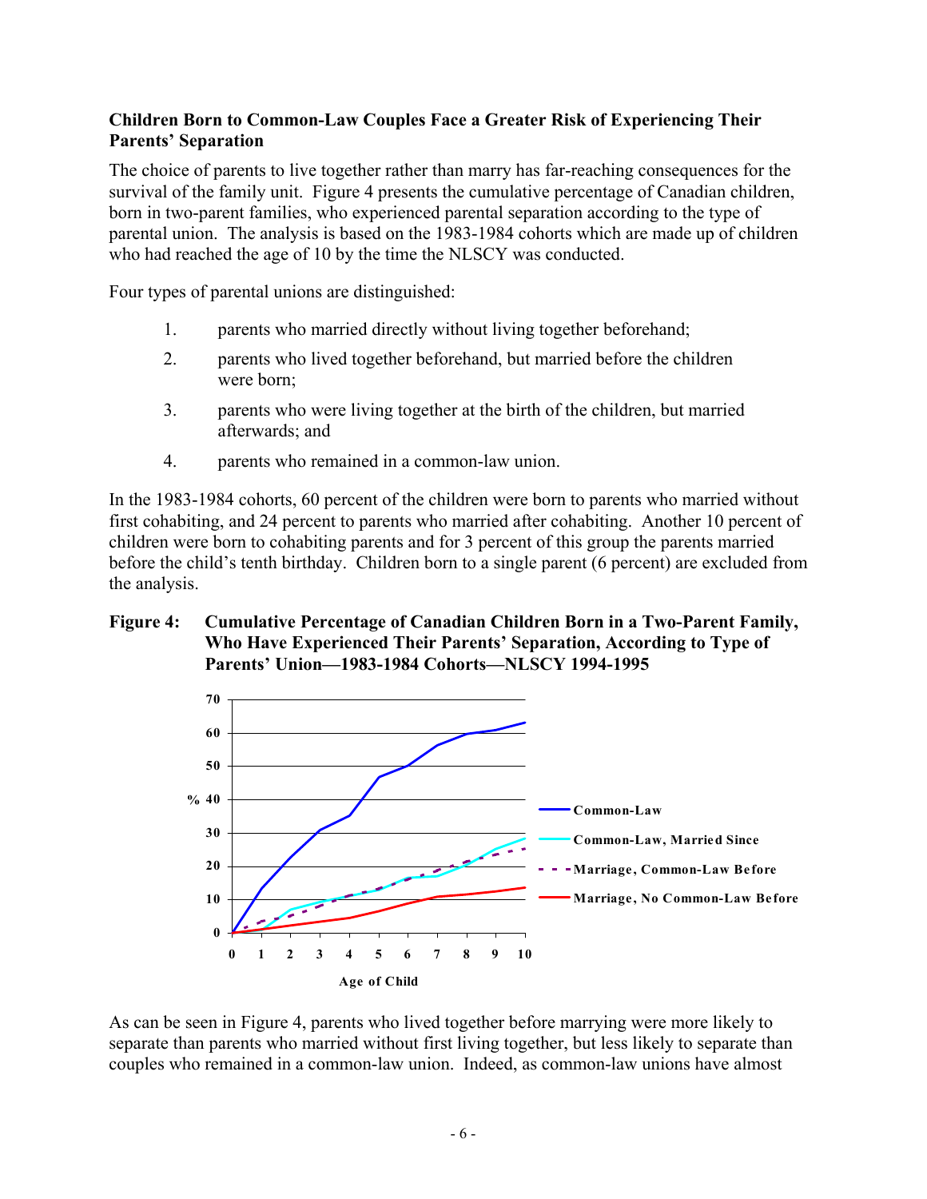**Children Born to Common-Law Couples Face a Greater Risk of Experiencing Their Parents' Separation**

The choice of parents to live together rather than marry has far-reaching consequences for the survival of the family unit. Figure 4 presents the cumulative percentage of Canadian children, born in two-parent families, who experienced parental separation according to the type of parental union. The analysis is based on the 1983-1984 cohorts which are made up of children who had reached the age of 10 by the time the NLSCY was conducted.

Four types of parental unions are distinguished:

1. parents who married directly without living together beforehand;
2. parents who lived together beforehand, but married before the children were born;
3. parents who were living together at the birth of the children, but married afterwards; and
4. parents who remained in a common-law union.

In the 1983-1984 cohorts, 60 percent of the children were born to parents who married without first cohabiting, and 24 percent to parents who married after cohabiting. Another 10 percent of children were born to cohabiting parents and for 3 percent of this group the parents married before the child's tenth birthday. Children born to a single parent (6 percent) are excluded from the analysis.

**Figure 4: Cumulative Percentage of Canadian Children Born in a Two-Parent Family, Who Have Experienced Their Parents' Separation, According to Type of Parents' Union—1983-1984 Cohorts—NLSCY 1994-1995**

As can be seen in Figure 4, parents who lived together before marrying were more likely to separate than parents who married without first living together, but less likely to separate than couples who remained in a common-law union. Indeed, as common-law unions have almost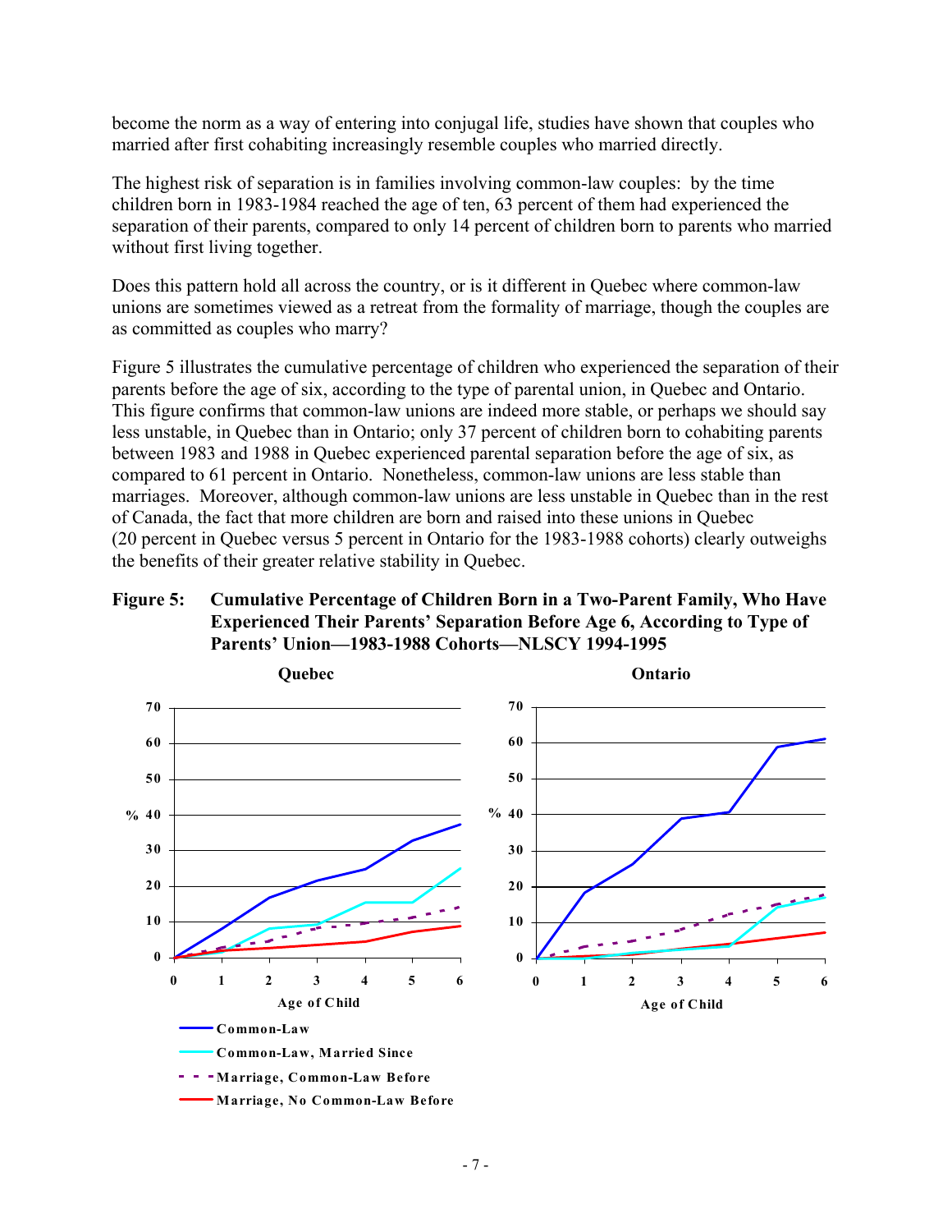become the norm as a way of entering into conjugal life, studies have shown that couples who married after first cohabiting increasingly resemble couples who married directly.

The highest risk of separation is in families involving common-law couples: by the time children born in 1983-1984 reached the age of ten, 63 percent of them had experienced the separation of their parents, compared to only 14 percent of children born to parents who married without first living together.

Does this pattern hold all across the country, or is it different in Quebec where common-law unions are sometimes viewed as a retreat from the formality of marriage, though the couples are as committed as couples who marry?

Figure 5 illustrates the cumulative percentage of children who experienced the separation of their parents before the age of six, according to the type of parental union, in Quebec and Ontario. This figure confirms that common-law unions are indeed more stable, or perhaps we should say less unstable, in Quebec than in Ontario; only 37 percent of children born to cohabiting parents between 1983 and 1988 in Quebec experienced parental separation before the age of six, as compared to 61 percent in Ontario. Nonetheless, common-law unions are less stable than marriages. Moreover, although common-law unions are less unstable in Quebec than in the rest of Canada, the fact that more children are born and raised into these unions in Quebec (20 percent in Quebec versus 5 percent in Ontario for the 1983-1988 cohorts) clearly outweighs the benefits of their greater relative stability in Quebec.

**Figure 5: Cumulative Percentage of Children Born in a Two-Parent Family, Who Have Experienced Their Parents' Separation Before Age 6, According to Type of Parents' Union—1983-1988 Cohorts—NLSCY 1994-1995**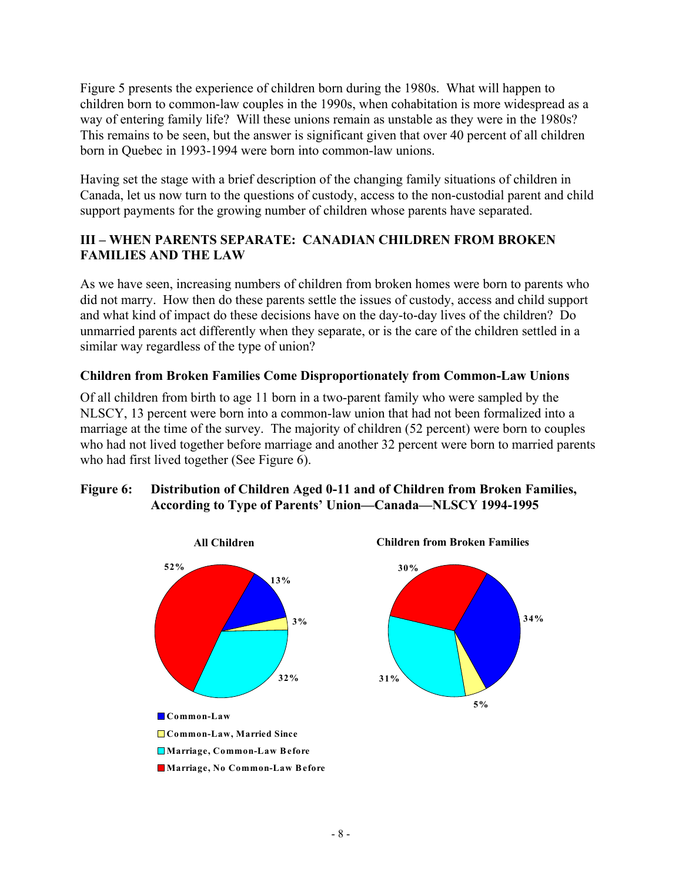Figure 5 presents the experience of children born during the 1980s. What will happen to children born to common-law couples in the 1990s, when cohabitation is more widespread as a way of entering family life? Will these unions remain as unstable as they were in the 1980s? This remains to be seen, but the answer is significant given that over 40 percent of all children born in Quebec in 1993-1994 were born into common-law unions.

Having set the stage with a brief description of the changing family situations of children in Canada, let us now turn to the questions of custody, access to the non-custodial parent and child support payments for the growing number of children whose parents have separated.

## III – WHEN PARENTS SEPARATE: CANADIAN CHILDREN FROM BROKEN FAMILIES AND THE LAW

As we have seen, increasing numbers of children from broken homes were born to parents who did not marry. How then do these parents settle the issues of custody, access and child support and what kind of impact do these decisions have on the day-to-day lives of the children? Do unmarried parents act differently when they separate, or is the care of the children settled in a similar way regardless of the type of union?

### Children from Broken Families Come Disproportionately from Common-Law Unions

Of all children from birth to age 11 born in a two-parent family who were sampled by the NLSCY, 13 percent were born into a common-law union that had not been formalized into a marriage at the time of the survey. The majority of children (52 percent) were born to couples who had not lived together before marriage and another 32 percent were born to married parents who had first lived together (See Figure 6).

**Figure 6: Distribution of Children Aged 0-11 and of Children from Broken Families, According to Type of Parents' Union—Canada—NLSCY 1994-1995**

| Type of Parents' Union | All Children | Children from Broken Families |
|---|---|---|
| Common-Law | 13% | 34% |
| Common-Law, Married Since | 3% | 5% |
| Marriage, Common-Law Before | 32% | 31% |
| Marriage, No Common-Law Before | 52% | 30% |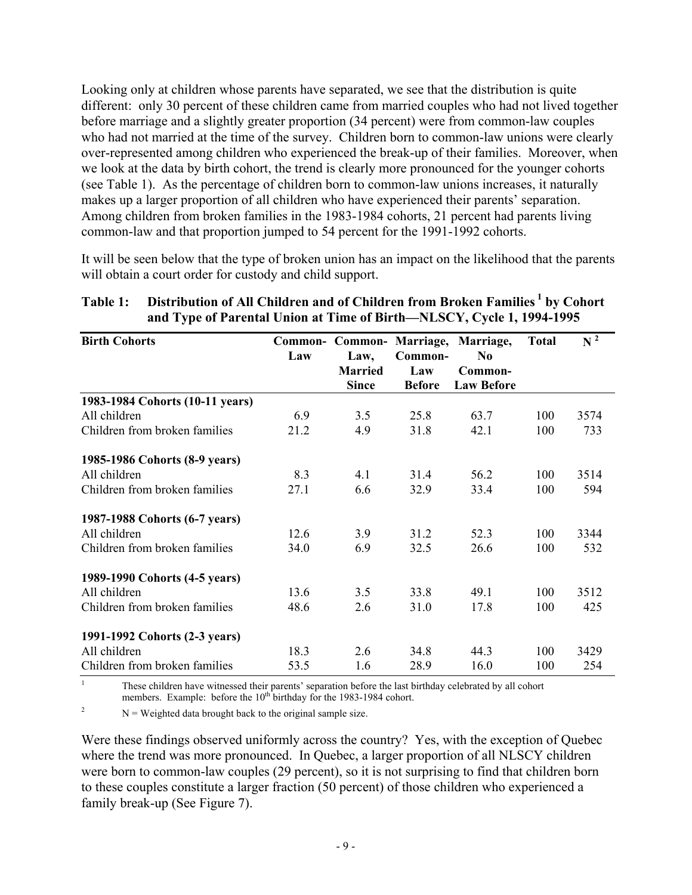Looking only at children whose parents have separated, we see that the distribution is quite different: only 30 percent of these children came from married couples who had not lived together before marriage and a slightly greater proportion (34 percent) were from common-law couples who had not married at the time of the survey. Children born to common-law unions were clearly over-represented among children who experienced the break-up of their families. Moreover, when we look at the data by birth cohort, the trend is clearly more pronounced for the younger cohorts (see Table 1). As the percentage of children born to common-law unions increases, it naturally makes up a larger proportion of all children who have experienced their parents' separation. Among children from broken families in the 1983-1984 cohorts, 21 percent had parents living common-law and that proportion jumped to 54 percent for the 1991-1992 cohorts.

It will be seen below that the type of broken union has an impact on the likelihood that the parents will obtain a court order for custody and child support.

**Table 1: Distribution of All Children and of Children from Broken Families [1] by Cohort and Type of Parental Union at Time of Birth—NLSCY, Cycle 1, 1994-1995**

| Birth Cohorts | Common-Law | Common-Law, Married Since | Marriage, Common-Law Before | Marriage, No Common-Law Before | Total | N [2] |
|---|---|---|---|---|---|---|
| **1983-1984 Cohorts (10-11 years)** | | | | | | |
| All children | 6.9 | 3.5 | 25.8 | 63.7 | 100 | 3574 |
| Children from broken families | 21.2 | 4.9 | 31.8 | 42.1 | 100 | 733 |
| **1985-1986 Cohorts (8-9 years)** | | | | | | |
| All children | 8.3 | 4.1 | 31.4 | 56.2 | 100 | 3514 |
| Children from broken families | 27.1 | 6.6 | 32.9 | 33.4 | 100 | 594 |
| **1987-1988 Cohorts (6-7 years)** | | | | | | |
| All children | 12.6 | 3.9 | 31.2 | 52.3 | 100 | 3344 |
| Children from broken families | 34.0 | 6.9 | 32.5 | 26.6 | 100 | 532 |
| **1989-1990 Cohorts (4-5 years)** | | | | | | |
| All children | 13.6 | 3.5 | 33.8 | 49.1 | 100 | 3512 |
| Children from broken families | 48.6 | 2.6 | 31.0 | 17.8 | 100 | 425 |
| **1991-1992 Cohorts (2-3 years)** | | | | | | |
| All children | 18.3 | 2.6 | 34.8 | 44.3 | 100 | 3429 |
| Children from broken families | 53.5 | 1.6 | 28.9 | 16.0 | 100 | 254 |

[1] These children have witnessed their parents' separation before the last birthday celebrated by all cohort members. Example: before the 10th birthday for the 1983-1984 cohort.

[2] N = Weighted data brought back to the original sample size.

Were these findings observed uniformly across the country? Yes, with the exception of Quebec where the trend was more pronounced. In Quebec, a larger proportion of all NLSCY children were born to common-law couples (29 percent), so it is not surprising to find that children born to these couples constitute a larger fraction (50 percent) of those children who experienced a family break-up (See Figure 7).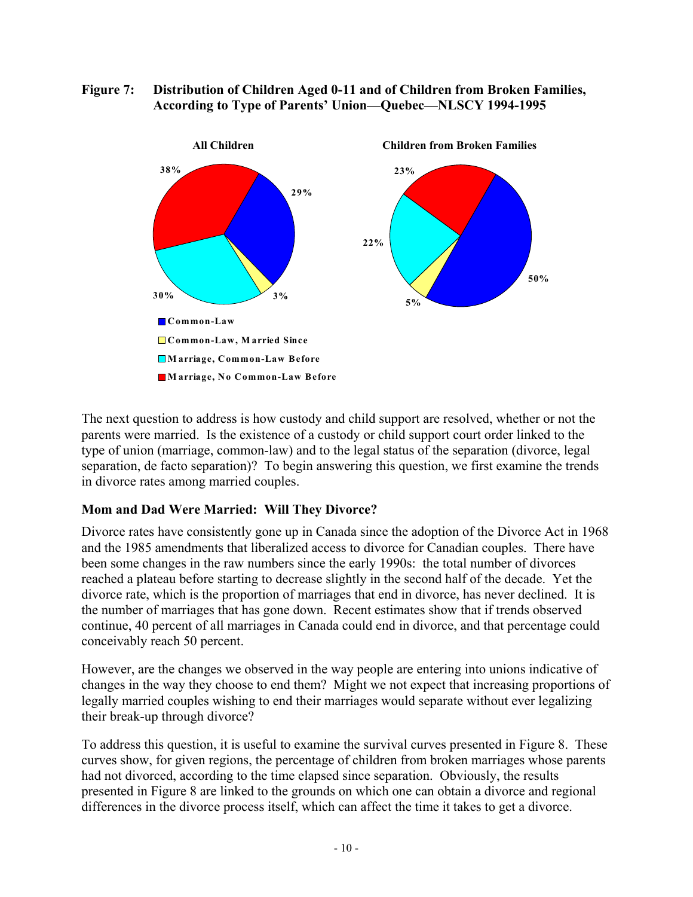**Figure 7: Distribution of Children Aged 0-11 and of Children from Broken Families, According to Type of Parents' Union—Quebec—NLSCY 1994-1995**

The next question to address is how custody and child support are resolved, whether or not the parents were married. Is the existence of a custody or child support court order linked to the type of union (marriage, common-law) and to the legal status of the separation (divorce, legal separation, de facto separation)? To begin answering this question, we first examine the trends in divorce rates among married couples.

### Mom and Dad Were Married: Will They Divorce?

Divorce rates have consistently gone up in Canada since the adoption of the Divorce Act in 1968 and the 1985 amendments that liberalized access to divorce for Canadian couples. There have been some changes in the raw numbers since the early 1990s: the total number of divorces reached a plateau before starting to decrease slightly in the second half of the decade. Yet the divorce rate, which is the proportion of marriages that end in divorce, has never declined. It is the number of marriages that has gone down. Recent estimates show that if trends observed continue, 40 percent of all marriages in Canada could end in divorce, and that percentage could conceivably reach 50 percent.

However, are the changes we observed in the way people are entering into unions indicative of changes in the way they choose to end them? Might we not expect that increasing proportions of legally married couples wishing to end their marriages would separate without ever legalizing their break-up through divorce?

To address this question, it is useful to examine the survival curves presented in Figure 8. These curves show, for given regions, the percentage of children from broken marriages whose parents had not divorced, according to the time elapsed since separation. Obviously, the results presented in Figure 8 are linked to the grounds on which one can obtain a divorce and regional differences in the divorce process itself, which can affect the time it takes to get a divorce.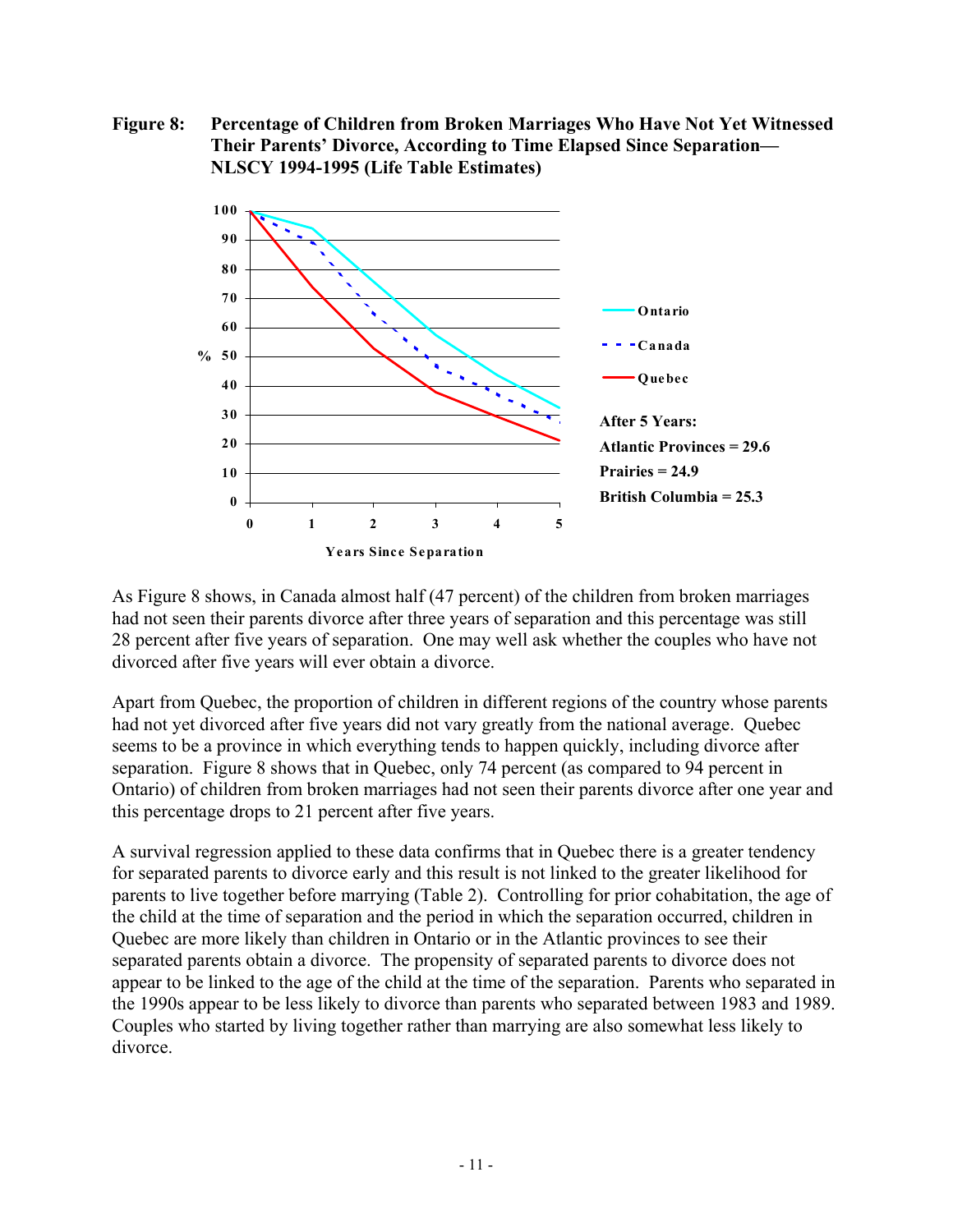**Figure 8: Percentage of Children from Broken Marriages Who Have Not Yet Witnessed Their Parents' Divorce, According to Time Elapsed Since Separation—NLSCY 1994-1995 (Life Table Estimates)**

After 5 Years:
Atlantic Provinces = 29.6
Prairies = 24.9
British Columbia = 25.3

As Figure 8 shows, in Canada almost half (47 percent) of the children from broken marriages had not seen their parents divorce after three years of separation and this percentage was still 28 percent after five years of separation. One may well ask whether the couples who have not divorced after five years will ever obtain a divorce.

Apart from Quebec, the proportion of children in different regions of the country whose parents had not yet divorced after five years did not vary greatly from the national average. Quebec seems to be a province in which everything tends to happen quickly, including divorce after separation. Figure 8 shows that in Quebec, only 74 percent (as compared to 94 percent in Ontario) of children from broken marriages had not seen their parents divorce after one year and this percentage drops to 21 percent after five years.

A survival regression applied to these data confirms that in Quebec there is a greater tendency for separated parents to divorce early and this result is not linked to the greater likelihood for parents to live together before marrying (Table 2). Controlling for prior cohabitation, the age of the child at the time of separation and the period in which the separation occurred, children in Quebec are more likely than children in Ontario or in the Atlantic provinces to see their separated parents obtain a divorce. The propensity of separated parents to divorce does not appear to be linked to the age of the child at the time of the separation. Parents who separated in the 1990s appear to be less likely to divorce than parents who separated between 1983 and 1989. Couples who started by living together rather than marrying are also somewhat less likely to divorce.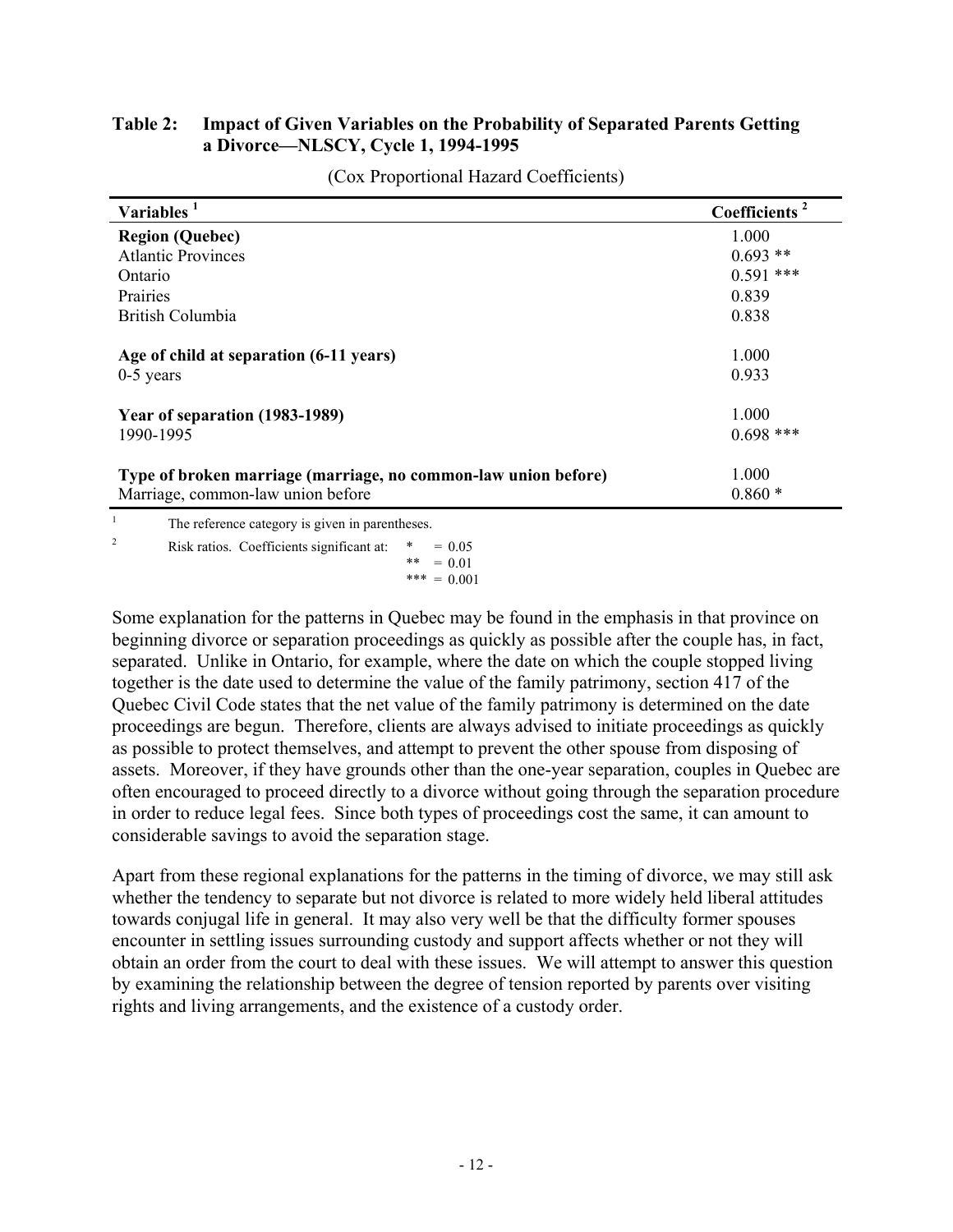**Table 2: Impact of Given Variables on the Probability of Separated Parents Getting a Divorce—NLSCY, Cycle 1, 1994-1995**

(Cox Proportional Hazard Coefficients)

| Variables [1] | Coefficients [2] |
|---|---|
| **Region (Quebec)** | 1.000 |
| Atlantic Provinces | 0.693 ** |
| Ontario | 0.591 *** |
| Prairies | 0.839 |
| British Columbia | 0.838 |
| | |
| **Age of child at separation (6-11 years)** | 1.000 |
| 0-5 years | 0.933 |
| | |
| **Year of separation (1983-1989)** | 1.000 |
| 1990-1995 | 0.698 *** |
| | |
| **Type of broken marriage (marriage, no common-law union before)** | 1.000 |
| Marriage, common-law union before | 0.860 * |

[1] The reference category is given in parentheses.

[2] Risk ratios. Coefficients significant at: * = 0.05
** = 0.01
*** = 0.001

Some explanation for the patterns in Quebec may be found in the emphasis in that province on beginning divorce or separation proceedings as quickly as possible after the couple has, in fact, separated. Unlike in Ontario, for example, where the date on which the couple stopped living together is the date used to determine the value of the family patrimony, section 417 of the Quebec Civil Code states that the net value of the family patrimony is determined on the date proceedings are begun. Therefore, clients are always advised to initiate proceedings as quickly as possible to protect themselves, and attempt to prevent the other spouse from disposing of assets. Moreover, if they have grounds other than the one-year separation, couples in Quebec are often encouraged to proceed directly to a divorce without going through the separation procedure in order to reduce legal fees. Since both types of proceedings cost the same, it can amount to considerable savings to avoid the separation stage.

Apart from these regional explanations for the patterns in the timing of divorce, we may still ask whether the tendency to separate but not divorce is related to more widely held liberal attitudes towards conjugal life in general. It may also very well be that the difficulty former spouses encounter in settling issues surrounding custody and support affects whether or not they will obtain an order from the court to deal with these issues. We will attempt to answer this question by examining the relationship between the degree of tension reported by parents over visiting rights and living arrangements, and the existence of a custody order.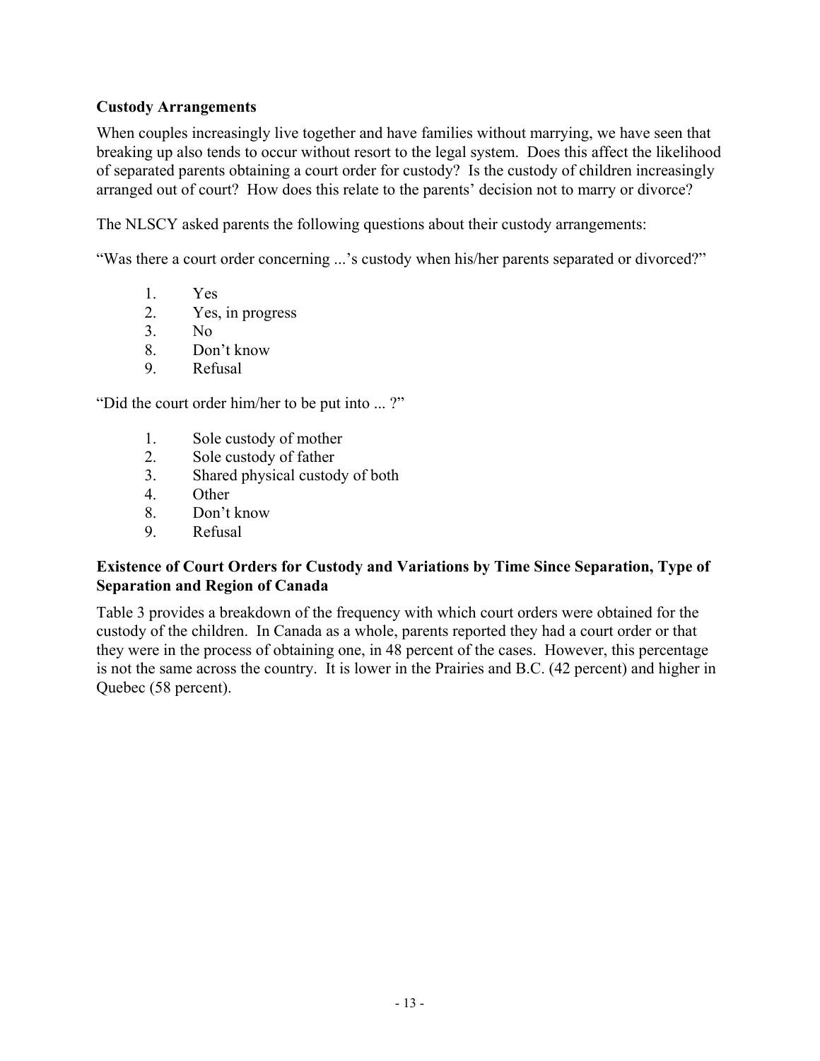### Custody Arrangements

When couples increasingly live together and have families without marrying, we have seen that breaking up also tends to occur without resort to the legal system. Does this affect the likelihood of separated parents obtaining a court order for custody? Is the custody of children increasingly arranged out of court? How does this relate to the parents' decision not to marry or divorce?

The NLSCY asked parents the following questions about their custody arrangements:

"Was there a court order concerning ...'s custody when his/her parents separated or divorced?"

1. Yes
2. Yes, in progress
3. No
8. Don't know
9. Refusal

"Did the court order him/her to be put into ... ?"

1. Sole custody of mother
2. Sole custody of father
3. Shared physical custody of both
4. Other
8. Don't know
9. Refusal

### Existence of Court Orders for Custody and Variations by Time Since Separation, Type of Separation and Region of Canada

Table 3 provides a breakdown of the frequency with which court orders were obtained for the custody of the children. In Canada as a whole, parents reported they had a court order or that they were in the process of obtaining one, in 48 percent of the cases. However, this percentage is not the same across the country. It is lower in the Prairies and B.C. (42 percent) and higher in Quebec (58 percent).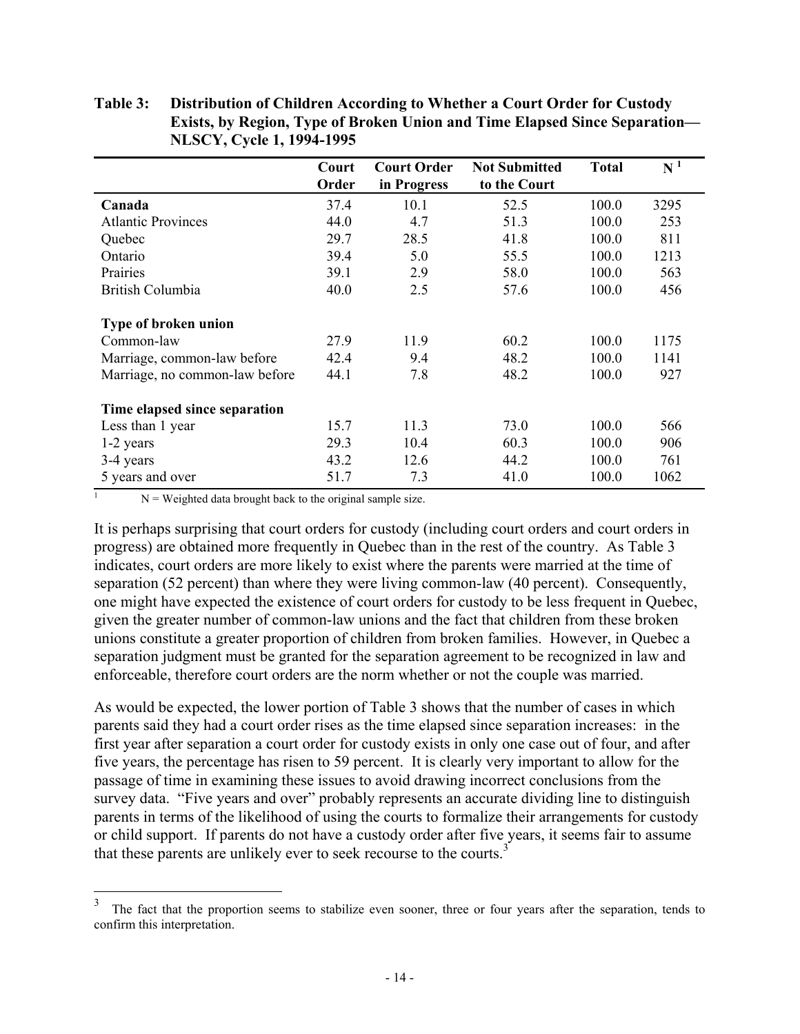**Table 3: Distribution of Children According to Whether a Court Order for Custody Exists, by Region, Type of Broken Union and Time Elapsed Since Separation—NLSCY, Cycle 1, 1994-1995**

| | Court Order | Court Order in Progress | Not Submitted to the Court | Total | N [1] |
|---|---|---|---|---|---|
| **Canada** | 37.4 | 10.1 | 52.5 | 100.0 | 3295 |
| Atlantic Provinces | 44.0 | 4.7 | 51.3 | 100.0 | 253 |
| Quebec | 29.7 | 28.5 | 41.8 | 100.0 | 811 |
| Ontario | 39.4 | 5.0 | 55.5 | 100.0 | 1213 |
| Prairies | 39.1 | 2.9 | 58.0 | 100.0 | 563 |
| British Columbia | 40.0 | 2.5 | 57.6 | 100.0 | 456 |
| **Type of broken union** | | | | | |
| Common-law | 27.9 | 11.9 | 60.2 | 100.0 | 1175 |
| Marriage, common-law before | 42.4 | 9.4 | 48.2 | 100.0 | 1141 |
| Marriage, no common-law before | 44.1 | 7.8 | 48.2 | 100.0 | 927 |
| **Time elapsed since separation** | | | | | |
| Less than 1 year | 15.7 | 11.3 | 73.0 | 100.0 | 566 |
| 1-2 years | 29.3 | 10.4 | 60.3 | 100.0 | 906 |
| 3-4 years | 43.2 | 12.6 | 44.2 | 100.0 | 761 |
| 5 years and over | 51.7 | 7.3 | 41.0 | 100.0 | 1062 |

[1] N = Weighted data brought back to the original sample size.

It is perhaps surprising that court orders for custody (including court orders and court orders in progress) are obtained more frequently in Quebec than in the rest of the country. As Table 3 indicates, court orders are more likely to exist where the parents were married at the time of separation (52 percent) than where they were living common-law (40 percent). Consequently, one might have expected the existence of court orders for custody to be less frequent in Quebec, given the greater number of common-law unions and the fact that children from these broken unions constitute a greater proportion of children from broken families. However, in Quebec a separation judgment must be granted for the separation agreement to be recognized in law and enforceable, therefore court orders are the norm whether or not the couple was married.

As would be expected, the lower portion of Table 3 shows that the number of cases in which parents said they had a court order rises as the time elapsed since separation increases: in the first year after separation a court order for custody exists in only one case out of four, and after five years, the percentage has risen to 59 percent. It is clearly very important to allow for the passage of time in examining these issues to avoid drawing incorrect conclusions from the survey data. "Five years and over" probably represents an accurate dividing line to distinguish parents in terms of the likelihood of using the courts to formalize their arrangements for custody or child support. If parents do not have a custody order after five years, it seems fair to assume that these parents are unlikely ever to seek recourse to the courts.[3]

[3] The fact that the proportion seems to stabilize even sooner, three or four years after the separation, tends to confirm this interpretation.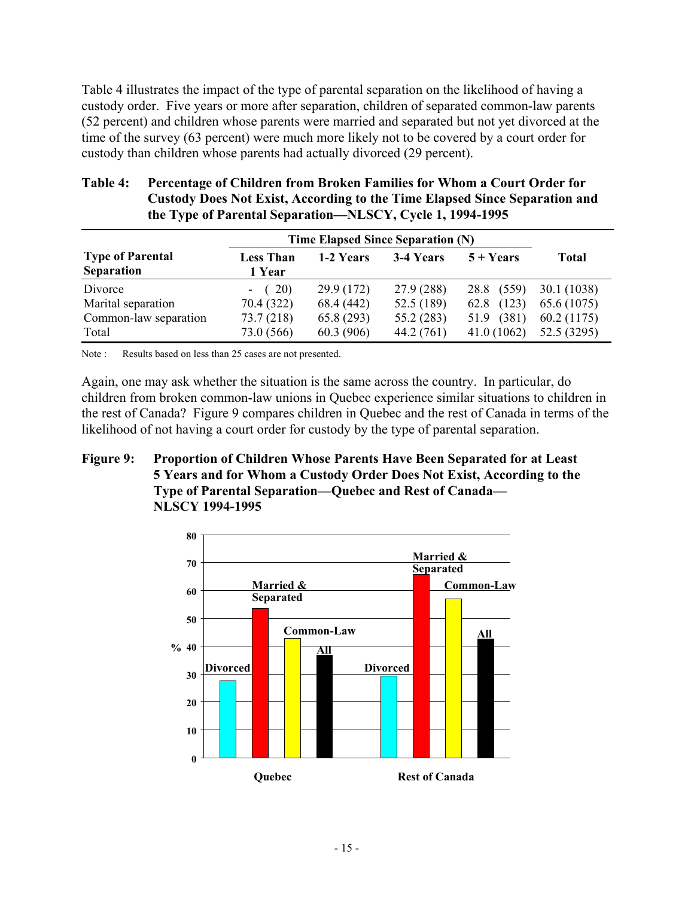Table 4 illustrates the impact of the type of parental separation on the likelihood of having a custody order. Five years or more after separation, children of separated common-law parents (52 percent) and children whose parents were married and separated but not yet divorced at the time of the survey (63 percent) were much more likely not to be covered by a court order for custody than children whose parents had actually divorced (29 percent).

**Table 4: Percentage of Children from Broken Families for Whom a Court Order for Custody Does Not Exist, According to the Time Elapsed Since Separation and the Type of Parental Separation—NLSCY, Cycle 1, 1994-1995**

| Type of Parental Separation | Time Elapsed Since Separation (N) | | | | Total |
|---|---|---|---|---|---|
| | Less Than 1 Year | 1-2 Years | 3-4 Years | 5 + Years | |
| Divorce | - ( 20) | 29.9 (172) | 27.9 (288) | 28.8 (559) | 30.1 (1038) |
| Marital separation | 70.4 (322) | 68.4 (442) | 52.5 (189) | 62.8 (123) | 65.6 (1075) |
| Common-law separation | 73.7 (218) | 65.8 (293) | 55.2 (283) | 51.9 (381) | 60.2 (1175) |
| Total | 73.0 (566) | 60.3 (906) | 44.2 (761) | 41.0 (1062) | 52.5 (3295) |

Note : Results based on less than 25 cases are not presented.

Again, one may ask whether the situation is the same across the country. In particular, do children from broken common-law unions in Quebec experience similar situations to children in the rest of Canada? Figure 9 compares children in Quebec and the rest of Canada in terms of the likelihood of not having a court order for custody by the type of parental separation.

**Figure 9: Proportion of Children Whose Parents Have Been Separated for at Least 5 Years and for Whom a Custody Order Does Not Exist, According to the Type of Parental Separation—Quebec and Rest of Canada—NLSCY 1994-1995**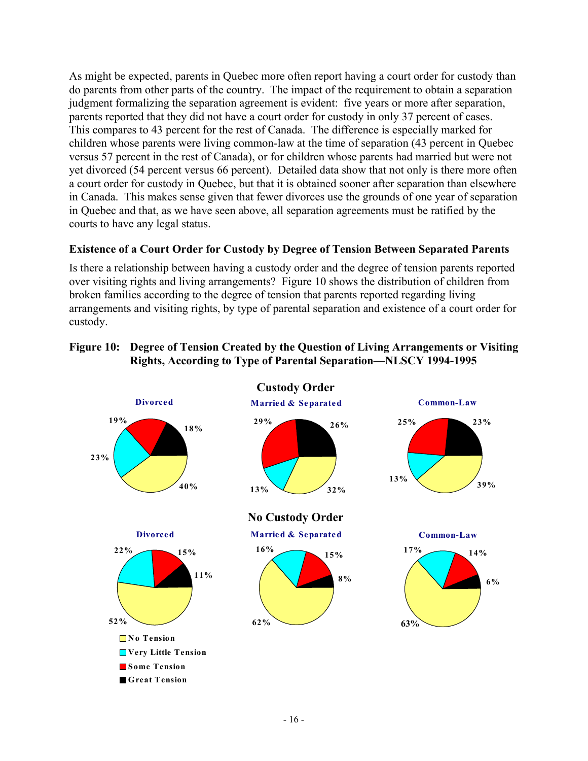As might be expected, parents in Quebec more often report having a court order for custody than do parents from other parts of the country. The impact of the requirement to obtain a separation judgment formalizing the separation agreement is evident: five years or more after separation, parents reported that they did not have a court order for custody in only 37 percent of cases. This compares to 43 percent for the rest of Canada. The difference is especially marked for children whose parents were living common-law at the time of separation (43 percent in Quebec versus 57 percent in the rest of Canada), or for children whose parents had married but were not yet divorced (54 percent versus 66 percent). Detailed data show that not only is there more often a court order for custody in Quebec, but that it is obtained sooner after separation than elsewhere in Canada. This makes sense given that fewer divorces use the grounds of one year of separation in Quebec and that, as we have seen above, all separation agreements must be ratified by the courts to have any legal status.

### Existence of a Court Order for Custody by Degree of Tension Between Separated Parents

Is there a relationship between having a custody order and the degree of tension parents reported over visiting rights and living arrangements? Figure 10 shows the distribution of children from broken families according to the degree of tension that parents reported regarding living arrangements and visiting rights, by type of parental separation and existence of a court order for custody.

**Figure 10: Degree of Tension Created by the Question of Living Arrangements or Visiting Rights, According to Type of Parental Separation—NLSCY 1994-1995**

**Custody Order**

| | Divorced | Married & Separated | Common-Law |
|---|---|---|---|
| No Tension | 40% | 32% | 39% |
| Very Little Tension | 23% | 13% | 13% |
| Some Tension | 19% | 29% | 25% |
| Great Tension | 18% | 26% | 23% |

**No Custody Order**

| | Divorced | Married & Separated | Common-Law |
|---|---|---|---|
| No Tension | 52% | 62% | 63% |
| Very Little Tension | 22% | 16% | 17% |
| Some Tension | 15% | 15% | 14% |
| Great Tension | 11% | 8% | 6% |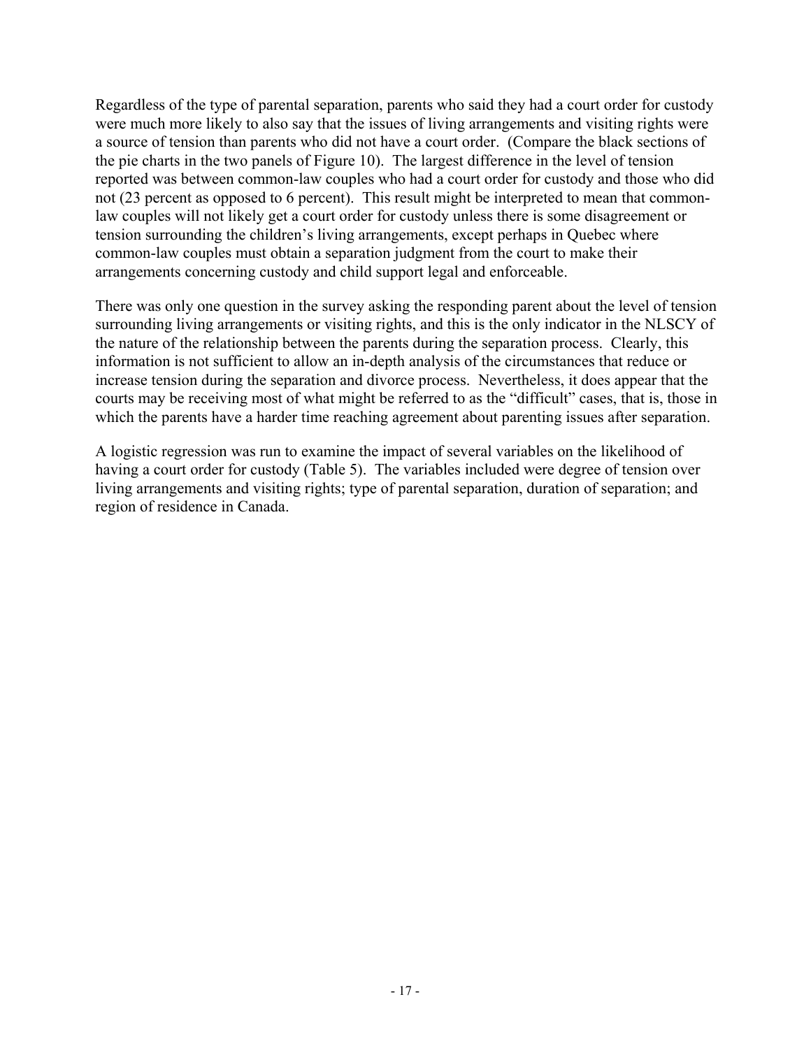Regardless of the type of parental separation, parents who said they had a court order for custody were much more likely to also say that the issues of living arrangements and visiting rights were a source of tension than parents who did not have a court order. (Compare the black sections of the pie charts in the two panels of Figure 10). The largest difference in the level of tension reported was between common-law couples who had a court order for custody and those who did not (23 percent as opposed to 6 percent). This result might be interpreted to mean that common-law couples will not likely get a court order for custody unless there is some disagreement or tension surrounding the children's living arrangements, except perhaps in Quebec where common-law couples must obtain a separation judgment from the court to make their arrangements concerning custody and child support legal and enforceable.

There was only one question in the survey asking the responding parent about the level of tension surrounding living arrangements or visiting rights, and this is the only indicator in the NLSCY of the nature of the relationship between the parents during the separation process. Clearly, this information is not sufficient to allow an in-depth analysis of the circumstances that reduce or increase tension during the separation and divorce process. Nevertheless, it does appear that the courts may be receiving most of what might be referred to as the "difficult" cases, that is, those in which the parents have a harder time reaching agreement about parenting issues after separation.

A logistic regression was run to examine the impact of several variables on the likelihood of having a court order for custody (Table 5). The variables included were degree of tension over living arrangements and visiting rights; type of parental separation, duration of separation; and region of residence in Canada.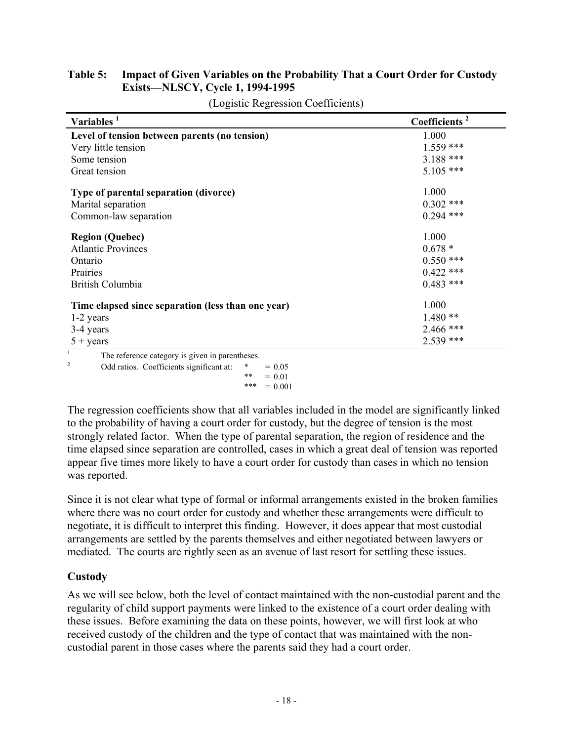**Table 5: Impact of Given Variables on the Probability That a Court Order for Custody Exists—NLSCY, Cycle 1, 1994-1995**

(Logistic Regression Coefficients)

| Variables [1] | Coefficients [2] |
|---|---|
| **Level of tension between parents (no tension)** | 1.000 |
| Very little tension | 1.559 *** |
| Some tension | 3.188 *** |
| Great tension | 5.105 *** |
| **Type of parental separation (divorce)** | 1.000 |
| Marital separation | 0.302 *** |
| Common-law separation | 0.294 *** |
| **Region (Quebec)** | 1.000 |
| Atlantic Provinces | 0.678 * |
| Ontario | 0.550 *** |
| Prairies | 0.422 *** |
| British Columbia | 0.483 *** |
| **Time elapsed since separation (less than one year)** | 1.000 |
| 1-2 years | 1.480 ** |
| 3-4 years | 2.466 *** |
| 5 + years | 2.539 *** |

[1] The reference category is given in parentheses.

[2] Odd ratios. Coefficients significant at: * = 0.05; ** = 0.01; *** = 0.001

The regression coefficients show that all variables included in the model are significantly linked to the probability of having a court order for custody, but the degree of tension is the most strongly related factor. When the type of parental separation, the region of residence and the time elapsed since separation are controlled, cases in which a great deal of tension was reported appear five times more likely to have a court order for custody than cases in which no tension was reported.

Since it is not clear what type of formal or informal arrangements existed in the broken families where there was no court order for custody and whether these arrangements were difficult to negotiate, it is difficult to interpret this finding. However, it does appear that most custodial arrangements are settled by the parents themselves and either negotiated between lawyers or mediated. The courts are rightly seen as an avenue of last resort for settling these issues.

### Custody

As we will see below, both the level of contact maintained with the non-custodial parent and the regularity of child support payments were linked to the existence of a court order dealing with these issues. Before examining the data on these points, however, we will first look at who received custody of the children and the type of contact that was maintained with the non-custodial parent in those cases where the parents said they had a court order.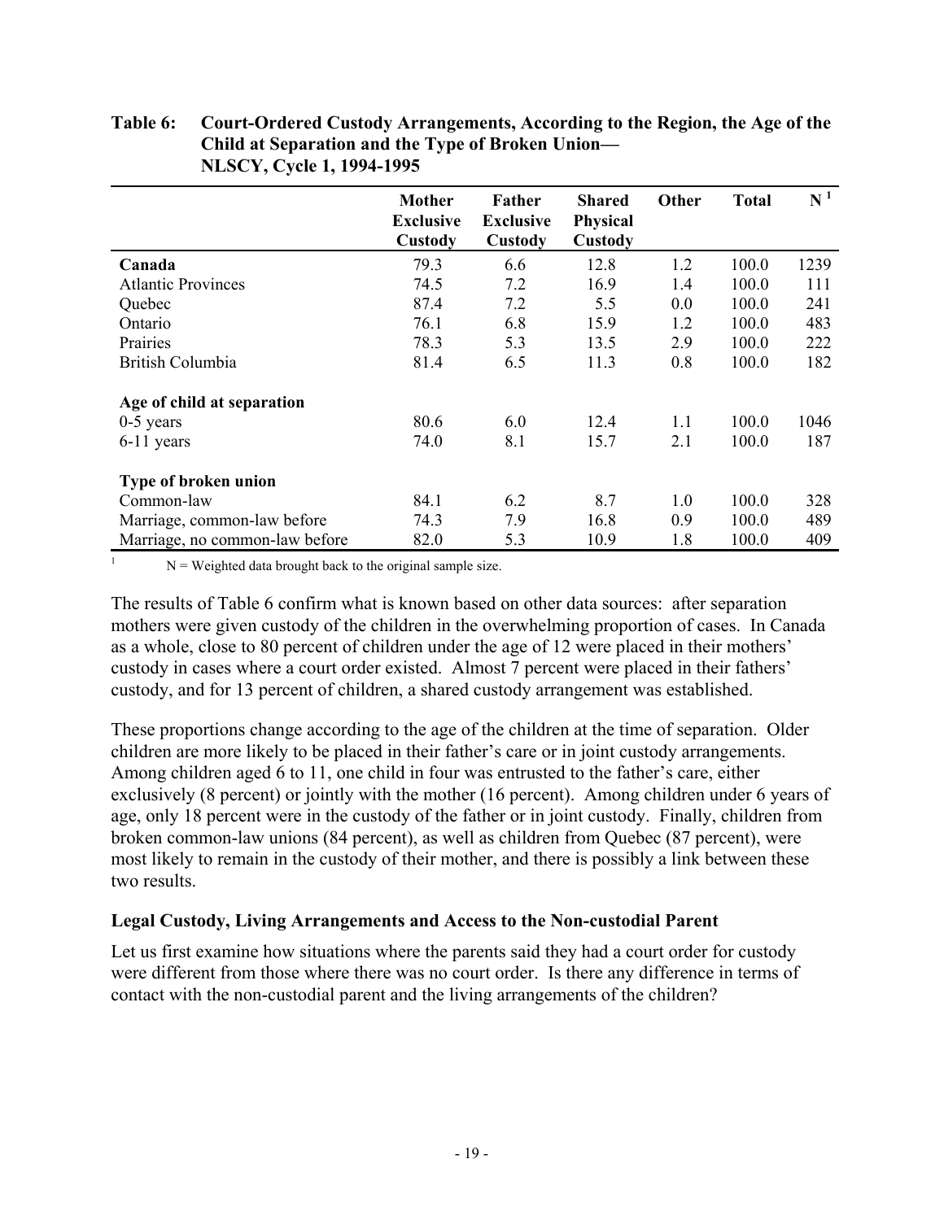**Table 6: Court-Ordered Custody Arrangements, According to the Region, the Age of the Child at Separation and the Type of Broken Union— NLSCY, Cycle 1, 1994-1995**

| | Mother Exclusive Custody | Father Exclusive Custody | Shared Physical Custody | Other | Total | N [1] |
|---|---|---|---|---|---|---|
| **Canada** | 79.3 | 6.6 | 12.8 | 1.2 | 100.0 | 1239 |
| Atlantic Provinces | 74.5 | 7.2 | 16.9 | 1.4 | 100.0 | 111 |
| Quebec | 87.4 | 7.2 | 5.5 | 0.0 | 100.0 | 241 |
| Ontario | 76.1 | 6.8 | 15.9 | 1.2 | 100.0 | 483 |
| Prairies | 78.3 | 5.3 | 13.5 | 2.9 | 100.0 | 222 |
| British Columbia | 81.4 | 6.5 | 11.3 | 0.8 | 100.0 | 182 |
| **Age of child at separation** | | | | | | |
| 0-5 years | 80.6 | 6.0 | 12.4 | 1.1 | 100.0 | 1046 |
| 6-11 years | 74.0 | 8.1 | 15.7 | 2.1 | 100.0 | 187 |
| **Type of broken union** | | | | | | |
| Common-law | 84.1 | 6.2 | 8.7 | 1.0 | 100.0 | 328 |
| Marriage, common-law before | 74.3 | 7.9 | 16.8 | 0.9 | 100.0 | 489 |
| Marriage, no common-law before | 82.0 | 5.3 | 10.9 | 1.8 | 100.0 | 409 |

[1] N = Weighted data brought back to the original sample size.

The results of Table 6 confirm what is known based on other data sources: after separation mothers were given custody of the children in the overwhelming proportion of cases. In Canada as a whole, close to 80 percent of children under the age of 12 were placed in their mothers' custody in cases where a court order existed. Almost 7 percent were placed in their fathers' custody, and for 13 percent of children, a shared custody arrangement was established.

These proportions change according to the age of the children at the time of separation. Older children are more likely to be placed in their father's care or in joint custody arrangements. Among children aged 6 to 11, one child in four was entrusted to the father's care, either exclusively (8 percent) or jointly with the mother (16 percent). Among children under 6 years of age, only 18 percent were in the custody of the father or in joint custody. Finally, children from broken common-law unions (84 percent), as well as children from Quebec (87 percent), were most likely to remain in the custody of their mother, and there is possibly a link between these two results.

### Legal Custody, Living Arrangements and Access to the Non-custodial Parent

Let us first examine how situations where the parents said they had a court order for custody were different from those where there was no court order. Is there any difference in terms of contact with the non-custodial parent and the living arrangements of the children?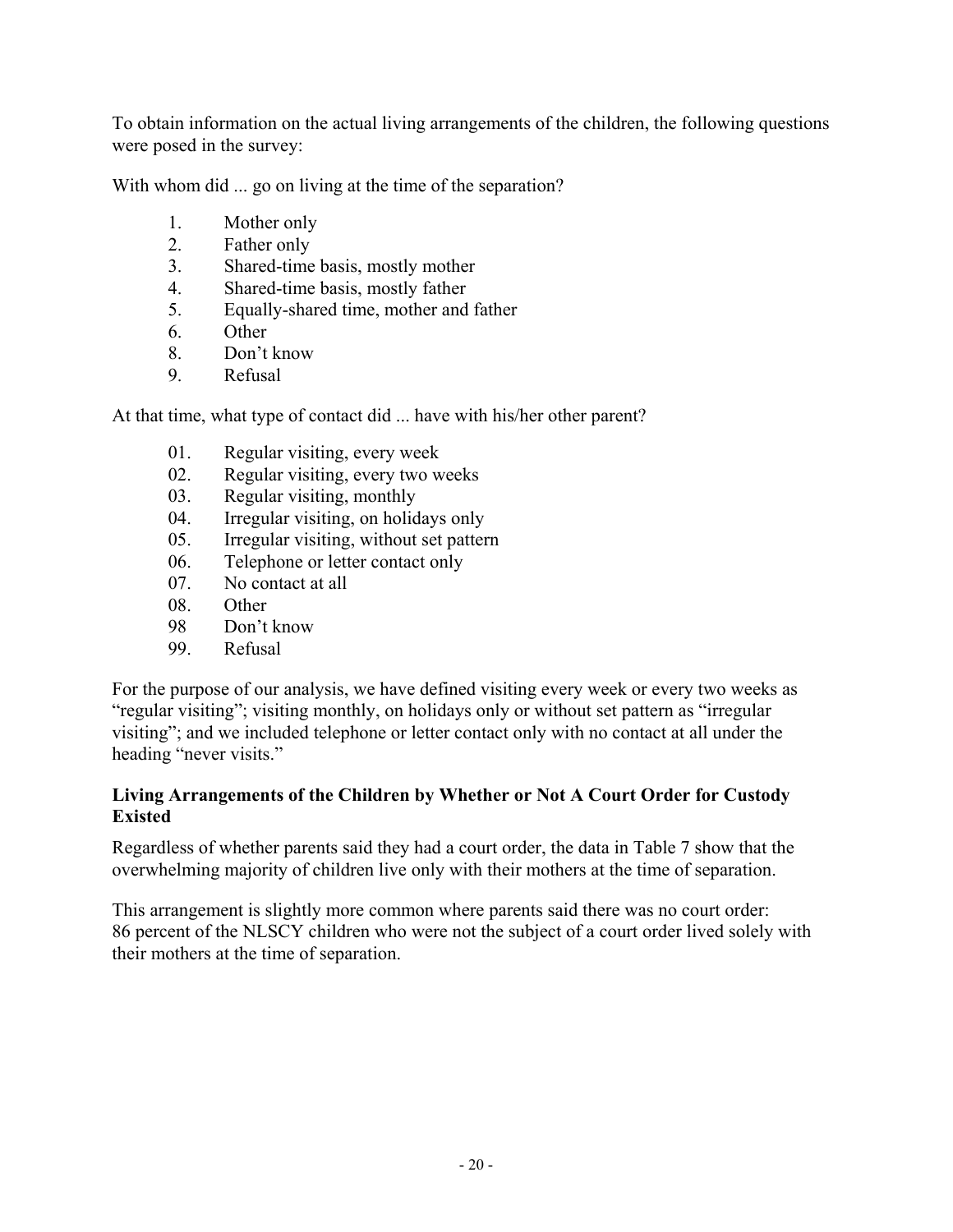To obtain information on the actual living arrangements of the children, the following questions were posed in the survey:

With whom did ... go on living at the time of the separation?

1. Mother only
2. Father only
3. Shared-time basis, mostly mother
4. Shared-time basis, mostly father
5. Equally-shared time, mother and father
6. Other
8. Don't know
9. Refusal

At that time, what type of contact did ... have with his/her other parent?

01. Regular visiting, every week
02. Regular visiting, every two weeks
03. Regular visiting, monthly
04. Irregular visiting, on holidays only
05. Irregular visiting, without set pattern
06. Telephone or letter contact only
07. No contact at all
08. Other
98 Don't know
99. Refusal

For the purpose of our analysis, we have defined visiting every week or every two weeks as "regular visiting"; visiting monthly, on holidays only or without set pattern as "irregular visiting"; and we included telephone or letter contact only with no contact at all under the heading "never visits."

### Living Arrangements of the Children by Whether or Not A Court Order for Custody Existed

Regardless of whether parents said they had a court order, the data in Table 7 show that the overwhelming majority of children live only with their mothers at the time of separation.

This arrangement is slightly more common where parents said there was no court order: 86 percent of the NLSCY children who were not the subject of a court order lived solely with their mothers at the time of separation.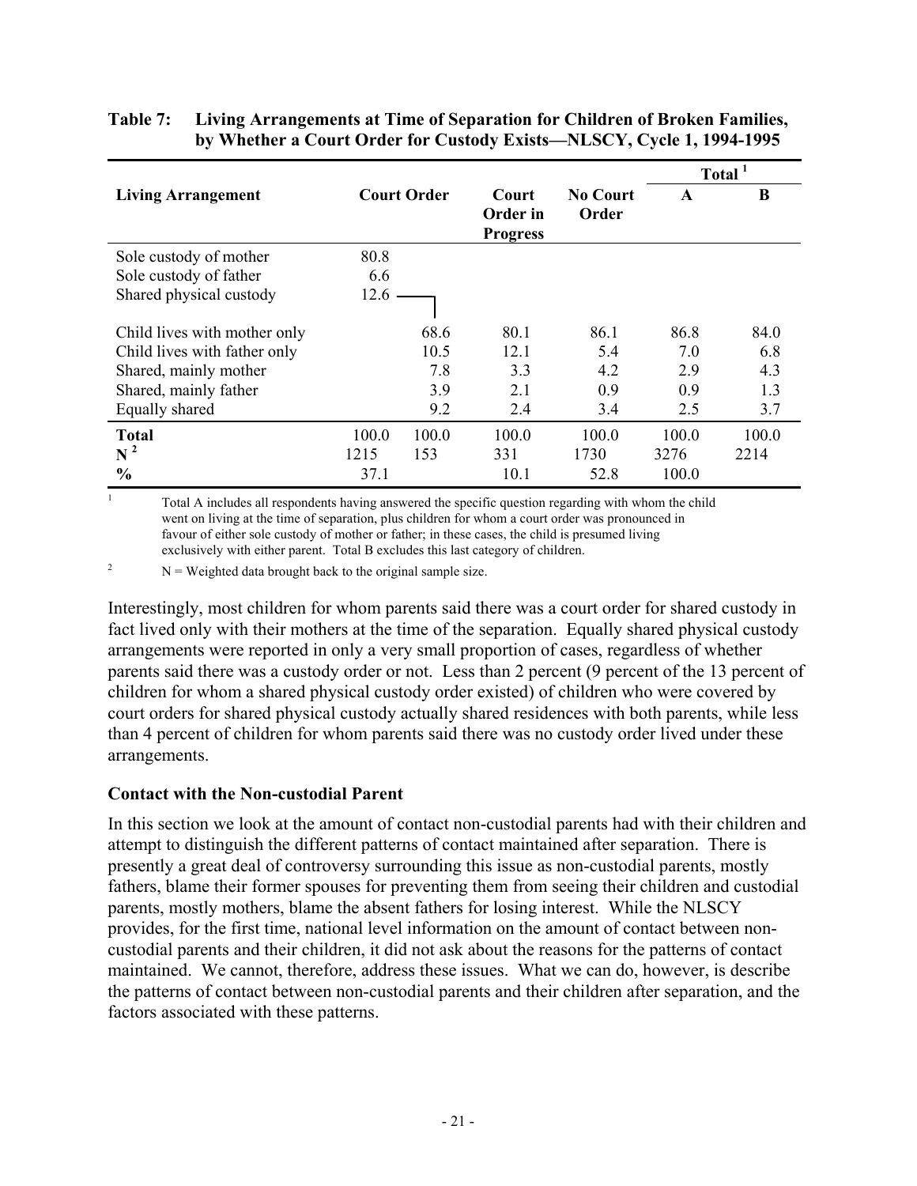**Table 7: Living Arrangements at Time of Separation for Children of Broken Families, by Whether a Court Order for Custody Exists—NLSCY, Cycle 1, 1994-1995**

| Living Arrangement | Court Order | | Court Order in Progress | No Court Order | Total [1] A | Total [1] B |
|---|---|---|---|---|---|---|
| Sole custody of mother | 80.8 | | | | | |
| Sole custody of father | 6.6 | | | | | |
| Shared physical custody | 12.6 | | | | | |
| Child lives with mother only | | 68.6 | 80.1 | 86.1 | 86.8 | 84.0 |
| Child lives with father only | | 10.5 | 12.1 | 5.4 | 7.0 | 6.8 |
| Shared, mainly mother | | 7.8 | 3.3 | 4.2 | 2.9 | 4.3 |
| Shared, mainly father | | 3.9 | 2.1 | 0.9 | 0.9 | 1.3 |
| Equally shared | | 9.2 | 2.4 | 3.4 | 2.5 | 3.7 |
| **Total** | 100.0 | 100.0 | 100.0 | 100.0 | 100.0 | 100.0 |
| **N** [2] | 1215 | 153 | 331 | 1730 | 3276 | 2214 |
| **%** | 37.1 | | 10.1 | 52.8 | 100.0 | |

[1] Total A includes all respondents having answered the specific question regarding with whom the child went on living at the time of separation, plus children for whom a court order was pronounced in favour of either sole custody of mother or father; in these cases, the child is presumed living exclusively with either parent. Total B excludes this last category of children.

[2] N = Weighted data brought back to the original sample size.

Interestingly, most children for whom parents said there was a court order for shared custody in fact lived only with their mothers at the time of the separation. Equally shared physical custody arrangements were reported in only a very small proportion of cases, regardless of whether parents said there was a custody order or not. Less than 2 percent (9 percent of the 13 percent of children for whom a shared physical custody order existed) of children who were covered by court orders for shared physical custody actually shared residences with both parents, while less than 4 percent of children for whom parents said there was no custody order lived under these arrangements.

### Contact with the Non-custodial Parent

In this section we look at the amount of contact non-custodial parents had with their children and attempt to distinguish the different patterns of contact maintained after separation. There is presently a great deal of controversy surrounding this issue as non-custodial parents, mostly fathers, blame their former spouses for preventing them from seeing their children and custodial parents, mostly mothers, blame the absent fathers for losing interest. While the NLSCY provides, for the first time, national level information on the amount of contact between non-custodial parents and their children, it did not ask about the reasons for the patterns of contact maintained. We cannot, therefore, address these issues. What we can do, however, is describe the patterns of contact between non-custodial parents and their children after separation, and the factors associated with these patterns.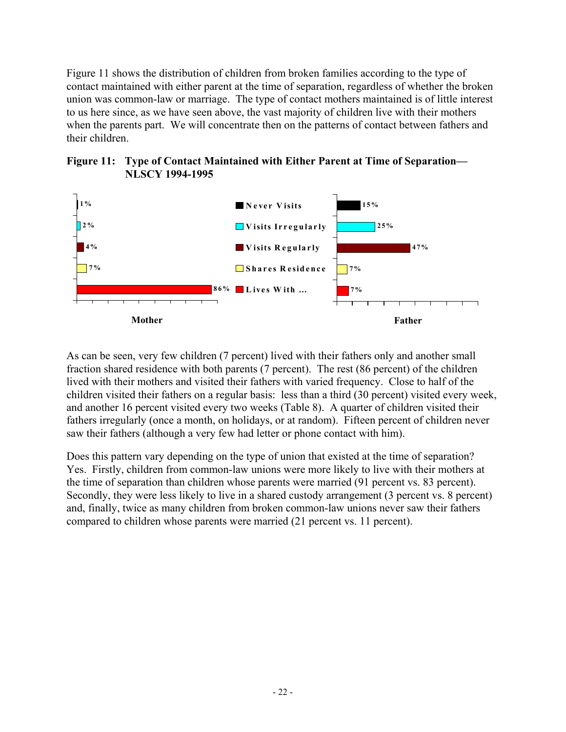Figure 11 shows the distribution of children from broken families according to the type of contact maintained with either parent at the time of separation, regardless of whether the broken union was common-law or marriage. The type of contact mothers maintained is of little interest to us here since, as we have seen above, the vast majority of children live with their mothers when the parents part. We will concentrate then on the patterns of contact between fathers and their children.

**Figure 11: Type of Contact Maintained with Either Parent at Time of Separation—NLSCY 1994-1995**

| Type of contact | Mother | Father |
|---|---|---|
| Never Visits | 1% | 15% |
| Visits Irregularly | 2% | 25% |
| Visits Regularly | 4% | 47% |
| Shares Residence | 7% | 7% |
| Lives With ... | 86% | 7% |

As can be seen, very few children (7 percent) lived with their fathers only and another small fraction shared residence with both parents (7 percent). The rest (86 percent) of the children lived with their mothers and visited their fathers with varied frequency. Close to half of the children visited their fathers on a regular basis: less than a third (30 percent) visited every week, and another 16 percent visited every two weeks (Table 8). A quarter of children visited their fathers irregularly (once a month, on holidays, or at random). Fifteen percent of children never saw their fathers (although a very few had letter or phone contact with him).

Does this pattern vary depending on the type of union that existed at the time of separation? Yes. Firstly, children from common-law unions were more likely to live with their mothers at the time of separation than children whose parents were married (91 percent vs. 83 percent). Secondly, they were less likely to live in a shared custody arrangement (3 percent vs. 8 percent) and, finally, twice as many children from broken common-law unions never saw their fathers compared to children whose parents were married (21 percent vs. 11 percent).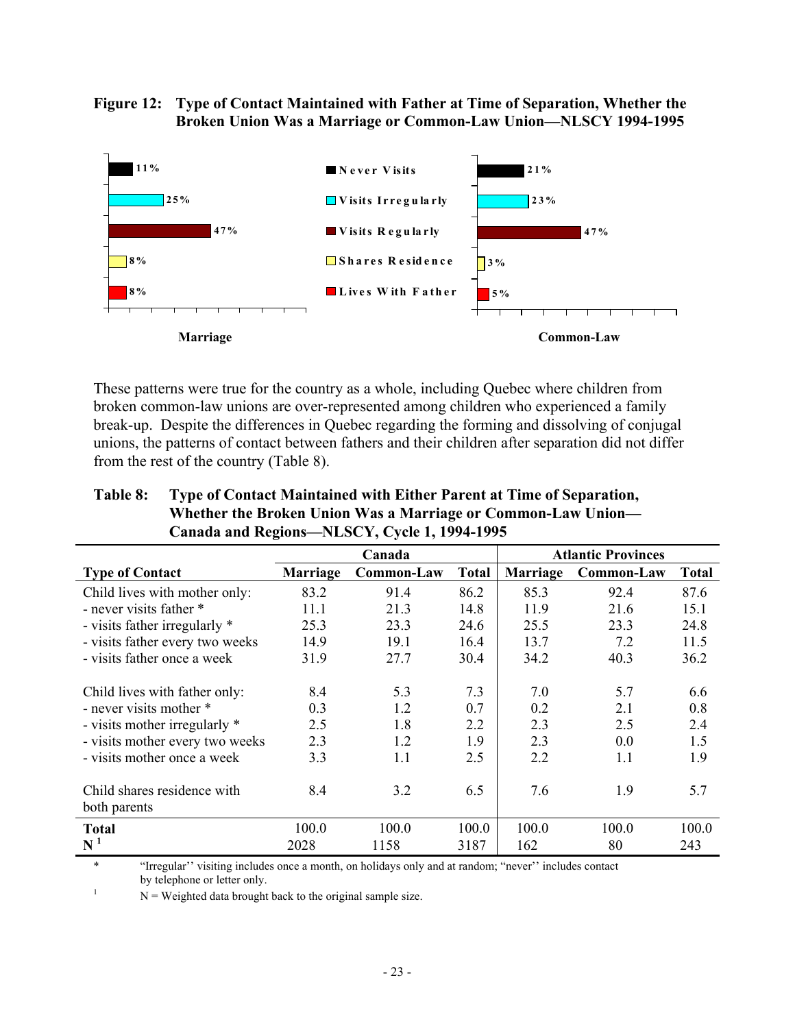**Figure 12: Type of Contact Maintained with Father at Time of Separation, Whether the Broken Union Was a Marriage or Common-Law Union—NLSCY 1994-1995**

| Type of Contact | Marriage | Common-Law |
|---|---|---|
| Never Visits | 11% | 21% |
| Visits Irregularly | 25% | 23% |
| Visits Regularly | 47% | 47% |
| Shares Residence | 8% | 3% |
| Lives With Father | 8% | 5% |

These patterns were true for the country as a whole, including Quebec where children from broken common-law unions are over-represented among children who experienced a family break-up. Despite the differences in Quebec regarding the forming and dissolving of conjugal unions, the patterns of contact between fathers and their children after separation did not differ from the rest of the country (Table 8).

**Table 8: Type of Contact Maintained with Either Parent at Time of Separation, Whether the Broken Union Was a Marriage or Common-Law Union—Canada and Regions—NLSCY, Cycle 1, 1994-1995**

| | Canada | | | Atlantic Provinces | | |
|---|---|---|---|---|---|---|
| **Type of Contact** | **Marriage** | **Common-Law** | **Total** | **Marriage** | **Common-Law** | **Total** |
| Child lives with mother only: | 83.2 | 91.4 | 86.2 | 85.3 | 92.4 | 87.6 |
| - never visits father * | 11.1 | 21.3 | 14.8 | 11.9 | 21.6 | 15.1 |
| - visits father irregularly * | 25.3 | 23.3 | 24.6 | 25.5 | 23.3 | 24.8 |
| - visits father every two weeks | 14.9 | 19.1 | 16.4 | 13.7 | 7.2 | 11.5 |
| - visits father once a week | 31.9 | 27.7 | 30.4 | 34.2 | 40.3 | 36.2 |
| Child lives with father only: | 8.4 | 5.3 | 7.3 | 7.0 | 5.7 | 6.6 |
| - never visits mother * | 0.3 | 1.2 | 0.7 | 0.2 | 2.1 | 0.8 |
| - visits mother irregularly * | 2.5 | 1.8 | 2.2 | 2.3 | 2.5 | 2.4 |
| - visits mother every two weeks | 2.3 | 1.2 | 1.9 | 2.3 | 0.0 | 1.5 |
| - visits mother once a week | 3.3 | 1.1 | 2.5 | 2.2 | 1.1 | 1.9 |
| Child shares residence with both parents | 8.4 | 3.2 | 6.5 | 7.6 | 1.9 | 5.7 |
| **Total** | 100.0 | 100.0 | 100.0 | 100.0 | 100.0 | 100.0 |
| **N** [1] | 2028 | 1158 | 3187 | 162 | 80 | 243 |

\* "Irregular" visiting includes once a month, on holidays only and at random; "never" includes contact by telephone or letter only.

[1] N = Weighted data brought back to the original sample size.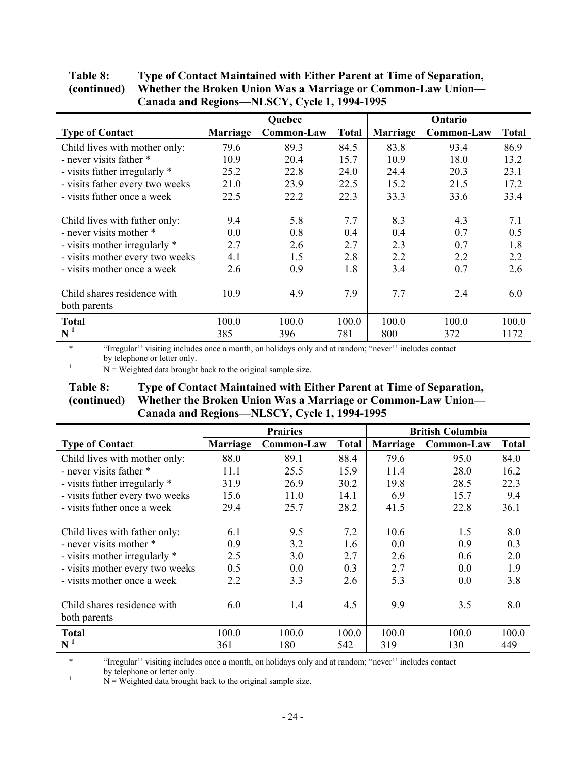**Table 8: (continued) Type of Contact Maintained with Either Parent at Time of Separation, Whether the Broken Union Was a Marriage or Common-Law Union—Canada and Regions—NLSCY, Cycle 1, 1994-1995**

| | Quebec | | | Ontario | | |
|---|---|---|---|---|---|---|
| **Type of Contact** | **Marriage** | **Common-Law** | **Total** | **Marriage** | **Common-Law** | **Total** |
| Child lives with mother only: | 79.6 | 89.3 | 84.5 | 83.8 | 93.4 | 86.9 |
| - never visits father * | 10.9 | 20.4 | 15.7 | 10.9 | 18.0 | 13.2 |
| - visits father irregularly * | 25.2 | 22.8 | 24.0 | 24.4 | 20.3 | 23.1 |
| - visits father every two weeks | 21.0 | 23.9 | 22.5 | 15.2 | 21.5 | 17.2 |
| - visits father once a week | 22.5 | 22.2 | 22.3 | 33.3 | 33.6 | 33.4 |
| Child lives with father only: | 9.4 | 5.8 | 7.7 | 8.3 | 4.3 | 7.1 |
| - never visits mother * | 0.0 | 0.8 | 0.4 | 0.4 | 0.7 | 0.5 |
| - visits mother irregularly * | 2.7 | 2.6 | 2.7 | 2.3 | 0.7 | 1.8 |
| - visits mother every two weeks | 4.1 | 1.5 | 2.8 | 2.2 | 2.2 | 2.2 |
| - visits mother once a week | 2.6 | 0.9 | 1.8 | 3.4 | 0.7 | 2.6 |
| Child shares residence with both parents | 10.9 | 4.9 | 7.9 | 7.7 | 2.4 | 6.0 |
| **Total** | 100.0 | 100.0 | 100.0 | 100.0 | 100.0 | 100.0 |
| **N** [1] | 385 | 396 | 781 | 800 | 372 | 1172 |

\* "Irregular'' visiting includes once a month, on holidays only and at random; "never'' includes contact by telephone or letter only.

[1] N = Weighted data brought back to the original sample size.

**Table 8: (continued) Type of Contact Maintained with Either Parent at Time of Separation, Whether the Broken Union Was a Marriage or Common-Law Union—Canada and Regions—NLSCY, Cycle 1, 1994-1995**

| | Prairies | | | British Columbia | | |
|---|---|---|---|---|---|---|
| **Type of Contact** | **Marriage** | **Common-Law** | **Total** | **Marriage** | **Common-Law** | **Total** |
| Child lives with mother only: | 88.0 | 89.1 | 88.4 | 79.6 | 95.0 | 84.0 |
| - never visits father * | 11.1 | 25.5 | 15.9 | 11.4 | 28.0 | 16.2 |
| - visits father irregularly * | 31.9 | 26.9 | 30.2 | 19.8 | 28.5 | 22.3 |
| - visits father every two weeks | 15.6 | 11.0 | 14.1 | 6.9 | 15.7 | 9.4 |
| - visits father once a week | 29.4 | 25.7 | 28.2 | 41.5 | 22.8 | 36.1 |
| Child lives with father only: | 6.1 | 9.5 | 7.2 | 10.6 | 1.5 | 8.0 |
| - never visits mother * | 0.9 | 3.2 | 1.6 | 0.0 | 0.9 | 0.3 |
| - visits mother irregularly * | 2.5 | 3.0 | 2.7 | 2.6 | 0.6 | 2.0 |
| - visits mother every two weeks | 0.5 | 0.0 | 0.3 | 2.7 | 0.0 | 1.9 |
| - visits mother once a week | 2.2 | 3.3 | 2.6 | 5.3 | 0.0 | 3.8 |
| Child shares residence with both parents | 6.0 | 1.4 | 4.5 | 9.9 | 3.5 | 8.0 |
| **Total** | 100.0 | 100.0 | 100.0 | 100.0 | 100.0 | 100.0 |
| **N** [1] | 361 | 180 | 542 | 319 | 130 | 449 |

\* "Irregular'' visiting includes once a month, on holidays only and at random; "never'' includes contact by telephone or letter only.

[1] N = Weighted data brought back to the original sample size.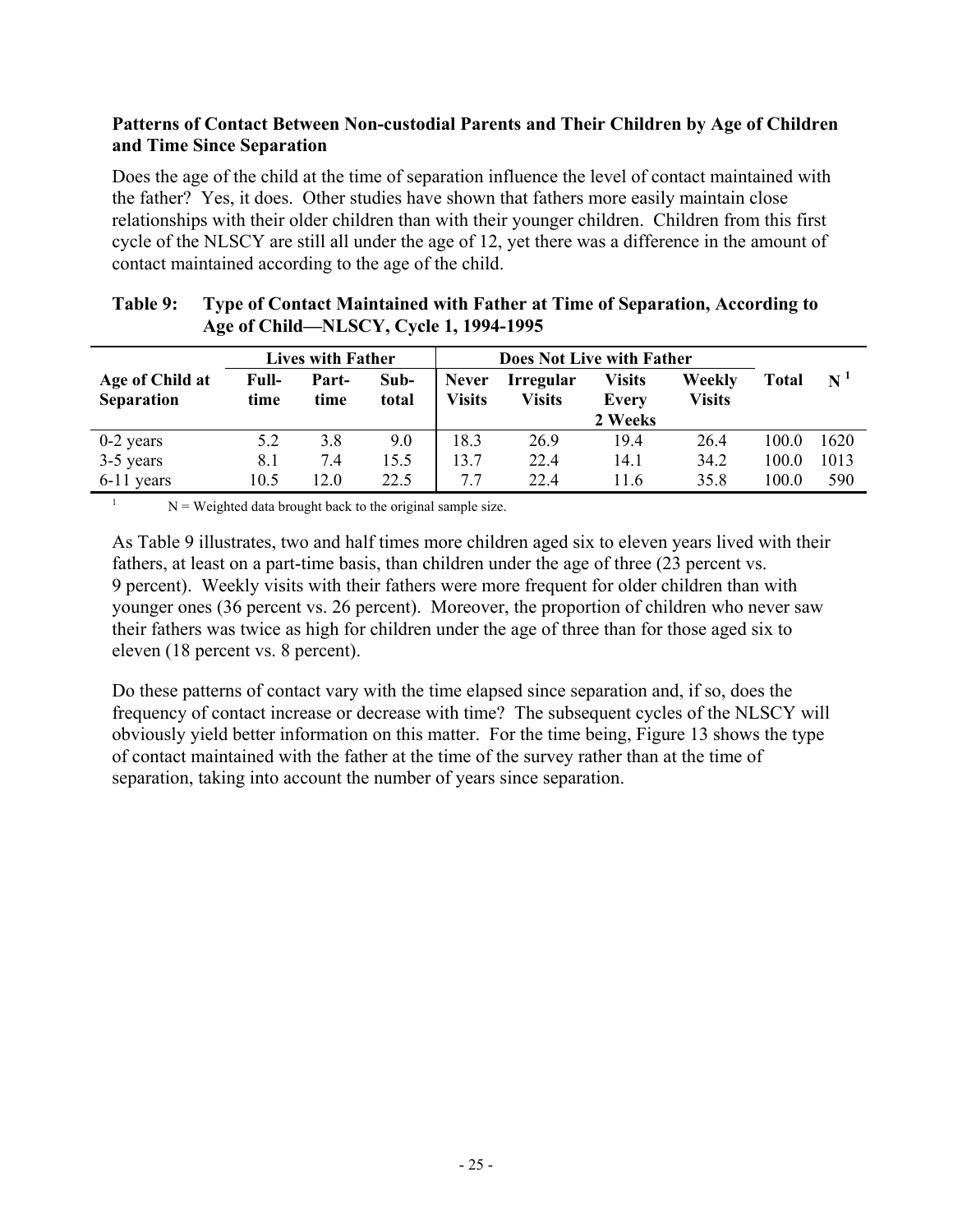### Patterns of Contact Between Non-custodial Parents and Their Children by Age of Children and Time Since Separation

Does the age of the child at the time of separation influence the level of contact maintained with the father? Yes, it does. Other studies have shown that fathers more easily maintain close relationships with their older children than with their younger children. Children from this first cycle of the NLSCY are still all under the age of 12, yet there was a difference in the amount of contact maintained according to the age of the child.

**Table 9: Type of Contact Maintained with Father at Time of Separation, According to Age of Child—NLSCY, Cycle 1, 1994-1995**

| | Lives with Father | | | Does Not Live with Father | | | | | |
|---|---|---|---|---|---|---|---|---|---|
| Age of Child at Separation | Full-time | Part-time | Sub-total | Never Visits | Irregular Visits | Visits Every 2 Weeks | Weekly Visits | Total | N[1] |
| 0-2 years | 5.2 | 3.8 | 9.0 | 18.3 | 26.9 | 19.4 | 26.4 | 100.0 | 1620 |
| 3-5 years | 8.1 | 7.4 | 15.5 | 13.7 | 22.4 | 14.1 | 34.2 | 100.0 | 1013 |
| 6-11 years | 10.5 | 12.0 | 22.5 | 7.7 | 22.4 | 11.6 | 35.8 | 100.0 | 590 |

[1] N = Weighted data brought back to the original sample size.

As Table 9 illustrates, two and half times more children aged six to eleven years lived with their fathers, at least on a part-time basis, than children under the age of three (23 percent vs. 9 percent). Weekly visits with their fathers were more frequent for older children than with younger ones (36 percent vs. 26 percent). Moreover, the proportion of children who never saw their fathers was twice as high for children under the age of three than for those aged six to eleven (18 percent vs. 8 percent).

Do these patterns of contact vary with the time elapsed since separation and, if so, does the frequency of contact increase or decrease with time? The subsequent cycles of the NLSCY will obviously yield better information on this matter. For the time being, Figure 13 shows the type of contact maintained with the father at the time of the survey rather than at the time of separation, taking into account the number of years since separation.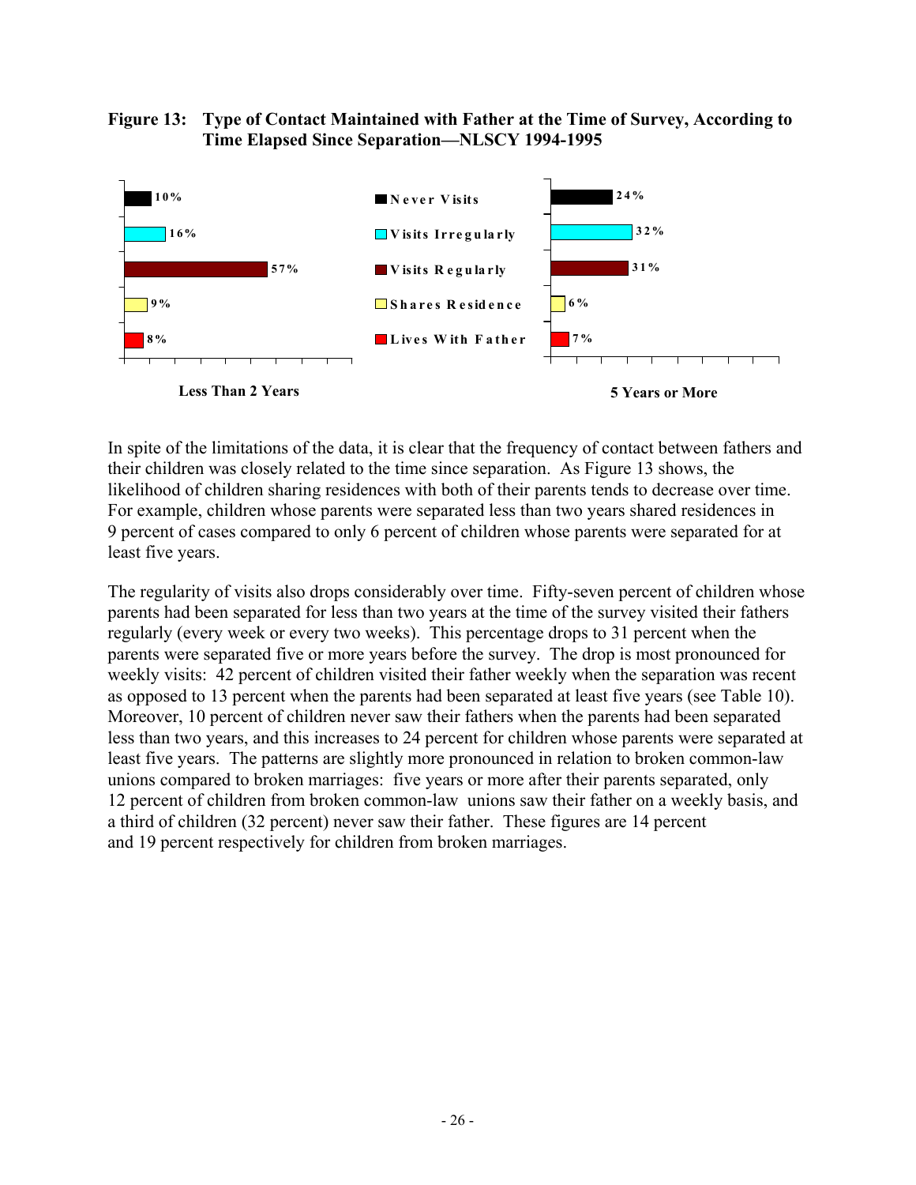**Figure 13: Type of Contact Maintained with Father at the Time of Survey, According to Time Elapsed Since Separation—NLSCY 1994-1995**

| | Less Than 2 Years | 5 Years or More |
|---|---|---|
| Never Visits | 10% | 24% |
| Visits Irregularly | 16% | 32% |
| Visits Regularly | 57% | 31% |
| Shares Residence | 9% | 6% |
| Lives With Father | 8% | 7% |

In spite of the limitations of the data, it is clear that the frequency of contact between fathers and their children was closely related to the time since separation. As Figure 13 shows, the likelihood of children sharing residences with both of their parents tends to decrease over time. For example, children whose parents were separated less than two years shared residences in 9 percent of cases compared to only 6 percent of children whose parents were separated for at least five years.

The regularity of visits also drops considerably over time. Fifty-seven percent of children whose parents had been separated for less than two years at the time of the survey visited their fathers regularly (every week or every two weeks). This percentage drops to 31 percent when the parents were separated five or more years before the survey. The drop is most pronounced for weekly visits: 42 percent of children visited their father weekly when the separation was recent as opposed to 13 percent when the parents had been separated at least five years (see Table 10). Moreover, 10 percent of children never saw their fathers when the parents had been separated less than two years, and this increases to 24 percent for children whose parents were separated at least five years. The patterns are slightly more pronounced in relation to broken common-law unions compared to broken marriages: five years or more after their parents separated, only 12 percent of children from broken common-law unions saw their father on a weekly basis, and a third of children (32 percent) never saw their father. These figures are 14 percent and 19 percent respectively for children from broken marriages.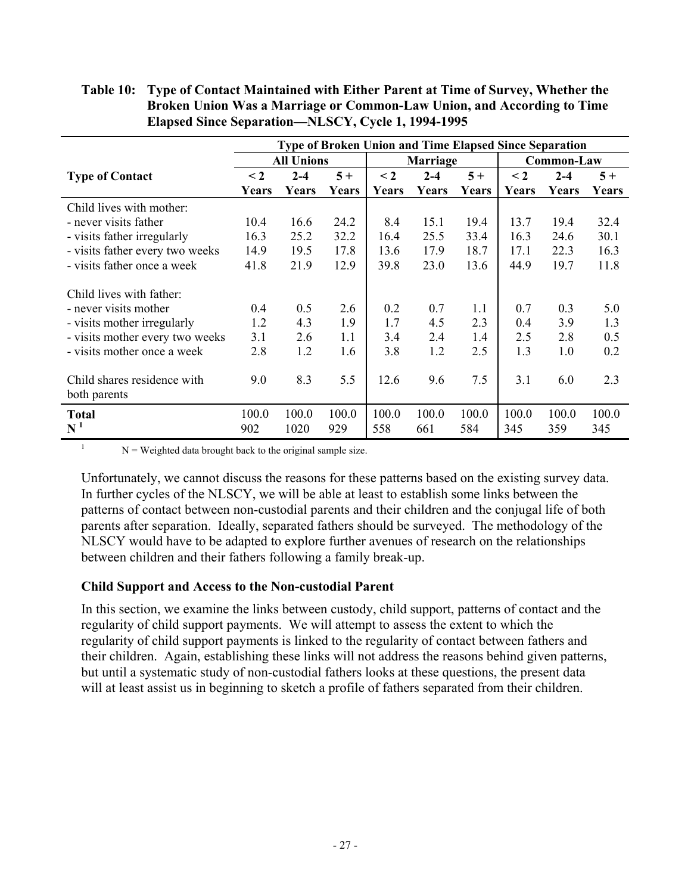**Table 10: Type of Contact Maintained with Either Parent at Time of Survey, Whether the Broken Union Was a Marriage or Common-Law Union, and According to Time Elapsed Since Separation—NLSCY, Cycle 1, 1994-1995**

| | Type of Broken Union and Time Elapsed Since Separation | | | | | | | | |
|---|---|---|---|---|---|---|---|---|---|
| | All Unions | | | Marriage | | | Common-Law | | |
| **Type of Contact** | **< 2 Years** | **2-4 Years** | **5 + Years** | **< 2 Years** | **2-4 Years** | **5 + Years** | **< 2 Years** | **2-4 Years** | **5 + Years** |
| Child lives with mother: | | | | | | | | | |
| - never visits father | 10.4 | 16.6 | 24.2 | 8.4 | 15.1 | 19.4 | 13.7 | 19.4 | 32.4 |
| - visits father irregularly | 16.3 | 25.2 | 32.2 | 16.4 | 25.5 | 33.4 | 16.3 | 24.6 | 30.1 |
| - visits father every two weeks | 14.9 | 19.5 | 17.8 | 13.6 | 17.9 | 18.7 | 17.1 | 22.3 | 16.3 |
| - visits father once a week | 41.8 | 21.9 | 12.9 | 39.8 | 23.0 | 13.6 | 44.9 | 19.7 | 11.8 |
| Child lives with father: | | | | | | | | | |
| - never visits mother | 0.4 | 0.5 | 2.6 | 0.2 | 0.7 | 1.1 | 0.7 | 0.3 | 5.0 |
| - visits mother irregularly | 1.2 | 4.3 | 1.9 | 1.7 | 4.5 | 2.3 | 0.4 | 3.9 | 1.3 |
| - visits mother every two weeks | 3.1 | 2.6 | 1.1 | 3.4 | 2.4 | 1.4 | 2.5 | 2.8 | 0.5 |
| - visits mother once a week | 2.8 | 1.2 | 1.6 | 3.8 | 1.2 | 2.5 | 1.3 | 1.0 | 0.2 |
| Child shares residence with both parents | 9.0 | 8.3 | 5.5 | 12.6 | 9.6 | 7.5 | 3.1 | 6.0 | 2.3 |
| **Total** | 100.0 | 100.0 | 100.0 | 100.0 | 100.0 | 100.0 | 100.0 | 100.0 | 100.0 |
| **N** [1] | 902 | 1020 | 929 | 558 | 661 | 584 | 345 | 359 | 345 |

[1] N = Weighted data brought back to the original sample size.

Unfortunately, we cannot discuss the reasons for these patterns based on the existing survey data. In further cycles of the NLSCY, we will be able at least to establish some links between the patterns of contact between non-custodial parents and their children and the conjugal life of both parents after separation. Ideally, separated fathers should be surveyed. The methodology of the NLSCY would have to be adapted to explore further avenues of research on the relationships between children and their fathers following a family break-up.

### Child Support and Access to the Non-custodial Parent

In this section, we examine the links between custody, child support, patterns of contact and the regularity of child support payments. We will attempt to assess the extent to which the regularity of child support payments is linked to the regularity of contact between fathers and their children. Again, establishing these links will not address the reasons behind given patterns, but until a systematic study of non-custodial fathers looks at these questions, the present data will at least assist us in beginning to sketch a profile of fathers separated from their children.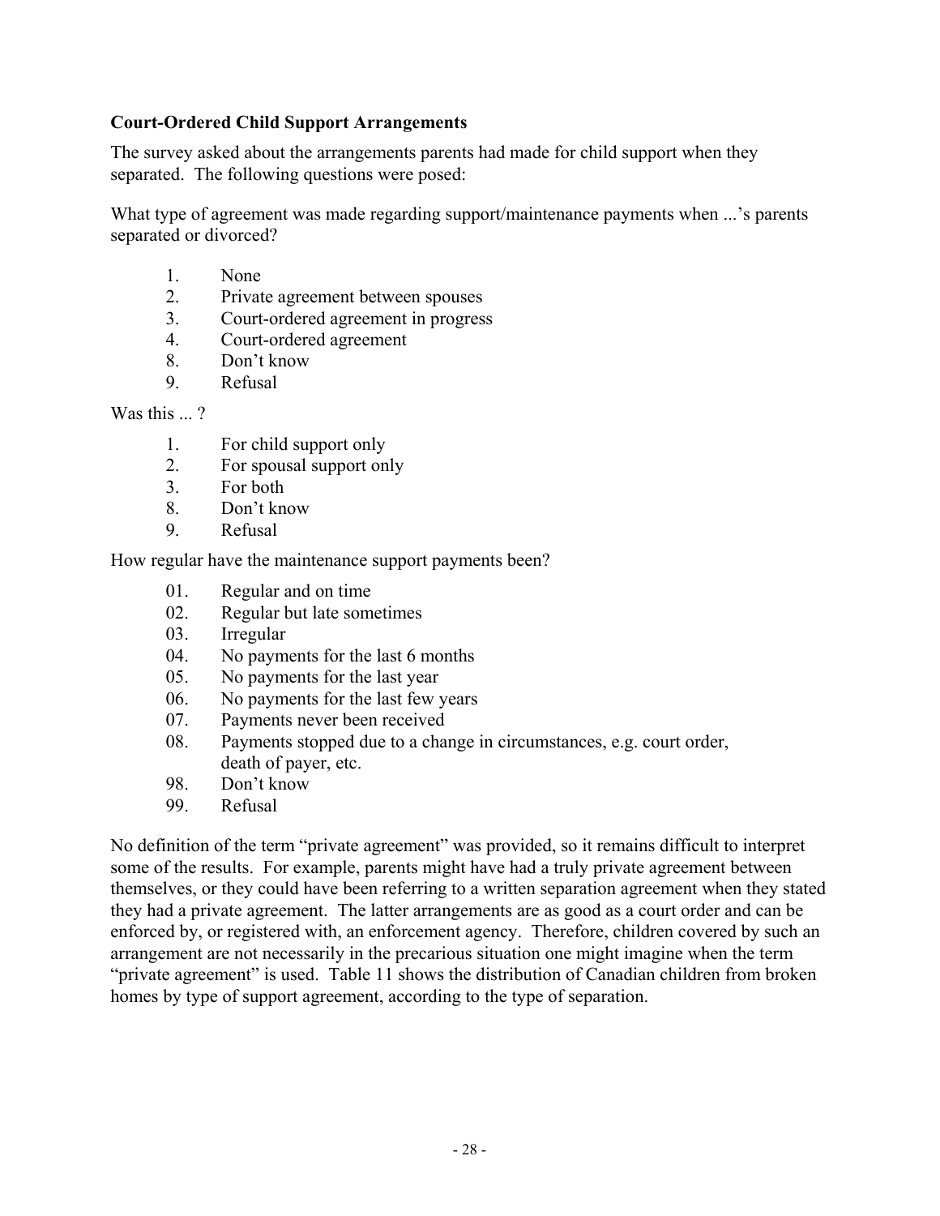### Court-Ordered Child Support Arrangements

The survey asked about the arrangements parents had made for child support when they separated. The following questions were posed:

What type of agreement was made regarding support/maintenance payments when ...'s parents separated or divorced?

1. None
2. Private agreement between spouses
3. Court-ordered agreement in progress
4. Court-ordered agreement
8. Don't know
9. Refusal

Was this ... ?

1. For child support only
2. For spousal support only
3. For both
8. Don't know
9. Refusal

How regular have the maintenance support payments been?

01. Regular and on time
02. Regular but late sometimes
03. Irregular
04. No payments for the last 6 months
05. No payments for the last year
06. No payments for the last few years
07. Payments never been received
08. Payments stopped due to a change in circumstances, e.g. court order, death of payer, etc.
98. Don't know
99. Refusal

No definition of the term "private agreement" was provided, so it remains difficult to interpret some of the results. For example, parents might have had a truly private agreement between themselves, or they could have been referring to a written separation agreement when they stated they had a private agreement. The latter arrangements are as good as a court order and can be enforced by, or registered with, an enforcement agency. Therefore, children covered by such an arrangement are not necessarily in the precarious situation one might imagine when the term "private agreement" is used. Table 11 shows the distribution of Canadian children from broken homes by type of support agreement, according to the type of separation.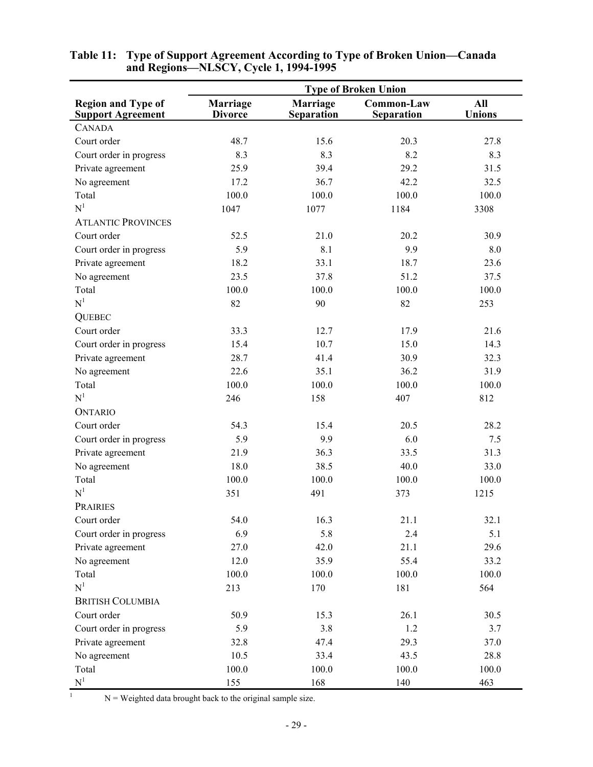**Table 11: Type of Support Agreement According to Type of Broken Union—Canada and Regions—NLSCY, Cycle 1, 1994-1995**

| Region and Type of Support Agreement | Type of Broken Union | | | |
|---|---|---|---|---|
| | Marriage Divorce | Marriage Separation | Common-Law Separation | All Unions |
| CANADA | | | | |
| Court order | 48.7 | 15.6 | 20.3 | 27.8 |
| Court order in progress | 8.3 | 8.3 | 8.2 | 8.3 |
| Private agreement | 25.9 | 39.4 | 29.2 | 31.5 |
| No agreement | 17.2 | 36.7 | 42.2 | 32.5 |
| Total | 100.0 | 100.0 | 100.0 | 100.0 |
| N[1] | 1047 | 1077 | 1184 | 3308 |
| ATLANTIC PROVINCES | | | | |
| Court order | 52.5 | 21.0 | 20.2 | 30.9 |
| Court order in progress | 5.9 | 8.1 | 9.9 | 8.0 |
| Private agreement | 18.2 | 33.1 | 18.7 | 23.6 |
| No agreement | 23.5 | 37.8 | 51.2 | 37.5 |
| Total | 100.0 | 100.0 | 100.0 | 100.0 |
| N[1] | 82 | 90 | 82 | 253 |
| QUEBEC | | | | |
| Court order | 33.3 | 12.7 | 17.9 | 21.6 |
| Court order in progress | 15.4 | 10.7 | 15.0 | 14.3 |
| Private agreement | 28.7 | 41.4 | 30.9 | 32.3 |
| No agreement | 22.6 | 35.1 | 36.2 | 31.9 |
| Total | 100.0 | 100.0 | 100.0 | 100.0 |
| N[1] | 246 | 158 | 407 | 812 |
| ONTARIO | | | | |
| Court order | 54.3 | 15.4 | 20.5 | 28.2 |
| Court order in progress | 5.9 | 9.9 | 6.0 | 7.5 |
| Private agreement | 21.9 | 36.3 | 33.5 | 31.3 |
| No agreement | 18.0 | 38.5 | 40.0 | 33.0 |
| Total | 100.0 | 100.0 | 100.0 | 100.0 |
| N[1] | 351 | 491 | 373 | 1215 |
| PRAIRIES | | | | |
| Court order | 54.0 | 16.3 | 21.1 | 32.1 |
| Court order in progress | 6.9 | 5.8 | 2.4 | 5.1 |
| Private agreement | 27.0 | 42.0 | 21.1 | 29.6 |
| No agreement | 12.0 | 35.9 | 55.4 | 33.2 |
| Total | 100.0 | 100.0 | 100.0 | 100.0 |
| N[1] | 213 | 170 | 181 | 564 |
| BRITISH COLUMBIA | | | | |
| Court order | 50.9 | 15.3 | 26.1 | 30.5 |
| Court order in progress | 5.9 | 3.8 | 1.2 | 3.7 |
| Private agreement | 32.8 | 47.4 | 29.3 | 37.0 |
| No agreement | 10.5 | 33.4 | 43.5 | 28.8 |
| Total | 100.0 | 100.0 | 100.0 | 100.0 |
| N[1] | 155 | 168 | 140 | 463 |

[1] N = Weighted data brought back to the original sample size.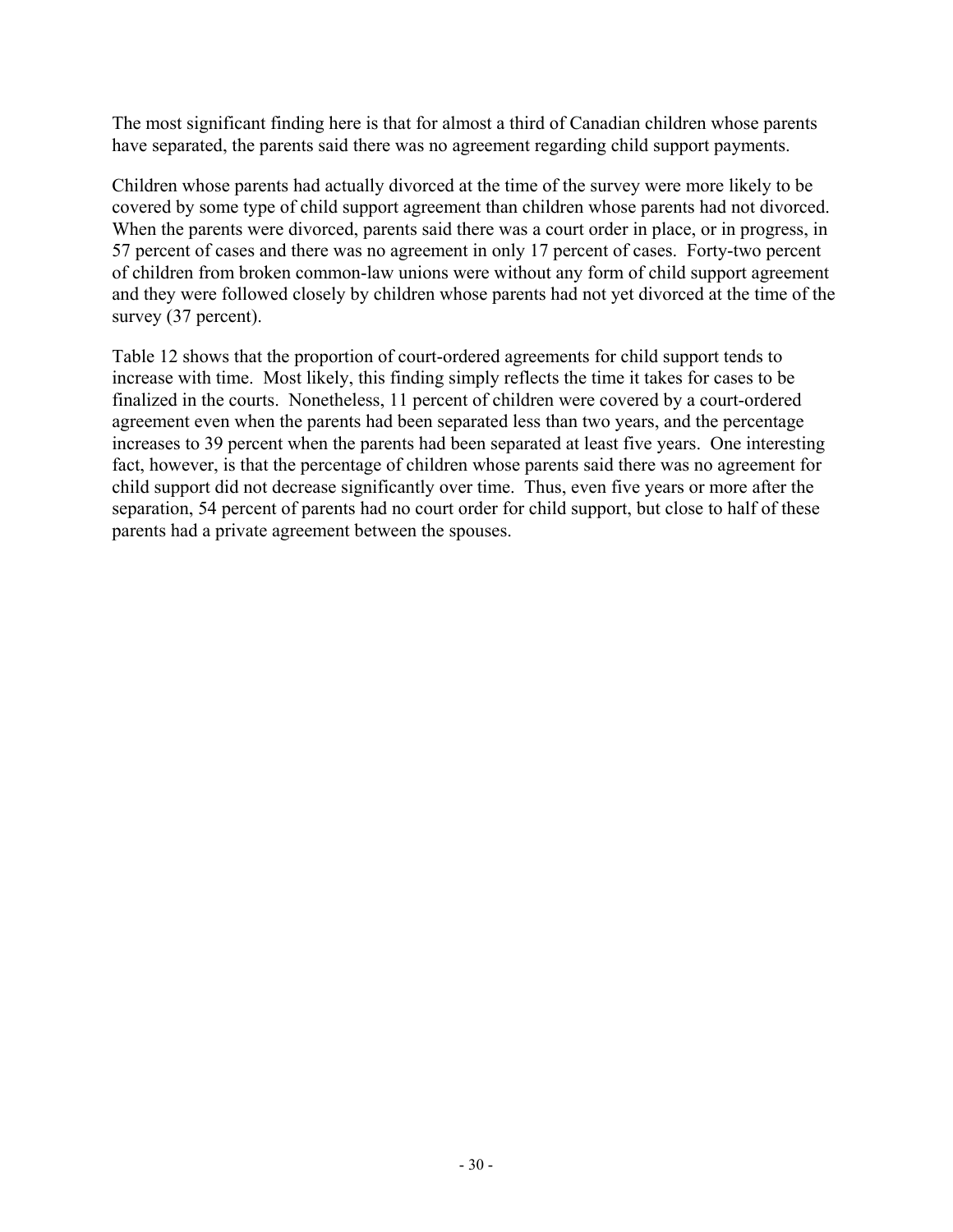The most significant finding here is that for almost a third of Canadian children whose parents have separated, the parents said there was no agreement regarding child support payments.

Children whose parents had actually divorced at the time of the survey were more likely to be covered by some type of child support agreement than children whose parents had not divorced. When the parents were divorced, parents said there was a court order in place, or in progress, in 57 percent of cases and there was no agreement in only 17 percent of cases. Forty-two percent of children from broken common-law unions were without any form of child support agreement and they were followed closely by children whose parents had not yet divorced at the time of the survey (37 percent).

Table 12 shows that the proportion of court-ordered agreements for child support tends to increase with time. Most likely, this finding simply reflects the time it takes for cases to be finalized in the courts. Nonetheless, 11 percent of children were covered by a court-ordered agreement even when the parents had been separated less than two years, and the percentage increases to 39 percent when the parents had been separated at least five years. One interesting fact, however, is that the percentage of children whose parents said there was no agreement for child support did not decrease significantly over time. Thus, even five years or more after the separation, 54 percent of parents had no court order for child support, but close to half of these parents had a private agreement between the spouses.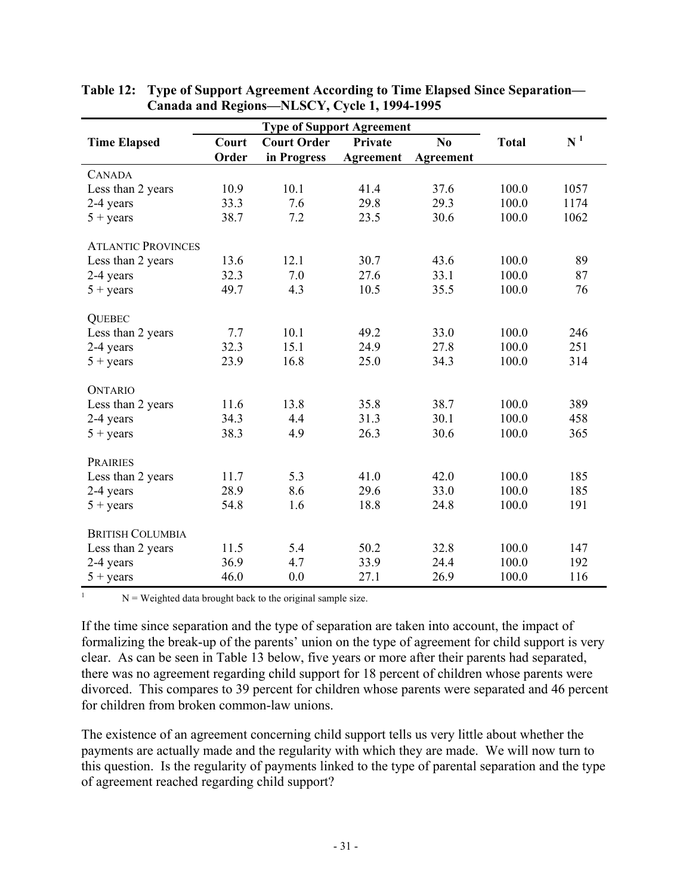**Table 12: Type of Support Agreement According to Time Elapsed Since Separation—Canada and Regions—NLSCY, Cycle 1, 1994-1995**

| Time Elapsed | Type of Support Agreement | | | | Total | N [1] |
|---|---|---|---|---|---|---|
| | Court Order | Court Order in Progress | Private Agreement | No Agreement | | |
| CANADA | | | | | | |
| Less than 2 years | 10.9 | 10.1 | 41.4 | 37.6 | 100.0 | 1057 |
| 2-4 years | 33.3 | 7.6 | 29.8 | 29.3 | 100.0 | 1174 |
| 5 + years | 38.7 | 7.2 | 23.5 | 30.6 | 100.0 | 1062 |
| ATLANTIC PROVINCES | | | | | | |
| Less than 2 years | 13.6 | 12.1 | 30.7 | 43.6 | 100.0 | 89 |
| 2-4 years | 32.3 | 7.0 | 27.6 | 33.1 | 100.0 | 87 |
| 5 + years | 49.7 | 4.3 | 10.5 | 35.5 | 100.0 | 76 |
| QUEBEC | | | | | | |
| Less than 2 years | 7.7 | 10.1 | 49.2 | 33.0 | 100.0 | 246 |
| 2-4 years | 32.3 | 15.1 | 24.9 | 27.8 | 100.0 | 251 |
| 5 + years | 23.9 | 16.8 | 25.0 | 34.3 | 100.0 | 314 |
| ONTARIO | | | | | | |
| Less than 2 years | 11.6 | 13.8 | 35.8 | 38.7 | 100.0 | 389 |
| 2-4 years | 34.3 | 4.4 | 31.3 | 30.1 | 100.0 | 458 |
| 5 + years | 38.3 | 4.9 | 26.3 | 30.6 | 100.0 | 365 |
| PRAIRIES | | | | | | |
| Less than 2 years | 11.7 | 5.3 | 41.0 | 42.0 | 100.0 | 185 |
| 2-4 years | 28.9 | 8.6 | 29.6 | 33.0 | 100.0 | 185 |
| 5 + years | 54.8 | 1.6 | 18.8 | 24.8 | 100.0 | 191 |
| BRITISH COLUMBIA | | | | | | |
| Less than 2 years | 11.5 | 5.4 | 50.2 | 32.8 | 100.0 | 147 |
| 2-4 years | 36.9 | 4.7 | 33.9 | 24.4 | 100.0 | 192 |
| 5 + years | 46.0 | 0.0 | 27.1 | 26.9 | 100.0 | 116 |

[1] N = Weighted data brought back to the original sample size.

If the time since separation and the type of separation are taken into account, the impact of formalizing the break-up of the parents' union on the type of agreement for child support is very clear. As can be seen in Table 13 below, five years or more after their parents had separated, there was no agreement regarding child support for 18 percent of children whose parents were divorced. This compares to 39 percent for children whose parents were separated and 46 percent for children from broken common-law unions.

The existence of an agreement concerning child support tells us very little about whether the payments are actually made and the regularity with which they are made. We will now turn to this question. Is the regularity of payments linked to the type of parental separation and the type of agreement reached regarding child support?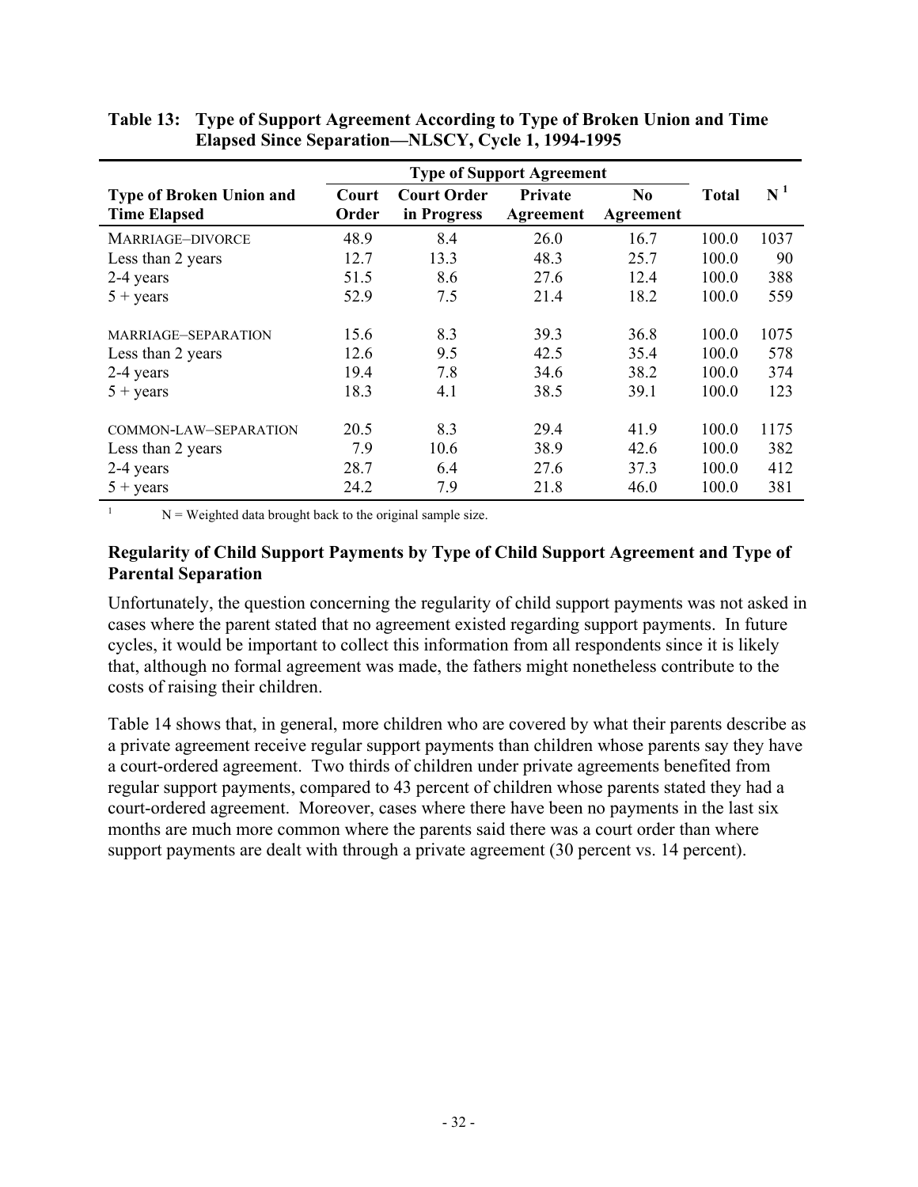**Table 13: Type of Support Agreement According to Type of Broken Union and Time Elapsed Since Separation—NLSCY, Cycle 1, 1994-1995**

| Type of Broken Union and Time Elapsed | Type of Support Agreement | | | | Total | N [1] |
|---|---|---|---|---|---|---|
| | Court Order | Court Order in Progress | Private Agreement | No Agreement | | |
| MARRIAGE–DIVORCE | 48.9 | 8.4 | 26.0 | 16.7 | 100.0 | 1037 |
| Less than 2 years | 12.7 | 13.3 | 48.3 | 25.7 | 100.0 | 90 |
| 2-4 years | 51.5 | 8.6 | 27.6 | 12.4 | 100.0 | 388 |
| 5 + years | 52.9 | 7.5 | 21.4 | 18.2 | 100.0 | 559 |
| MARRIAGE–SEPARATION | 15.6 | 8.3 | 39.3 | 36.8 | 100.0 | 1075 |
| Less than 2 years | 12.6 | 9.5 | 42.5 | 35.4 | 100.0 | 578 |
| 2-4 years | 19.4 | 7.8 | 34.6 | 38.2 | 100.0 | 374 |
| 5 + years | 18.3 | 4.1 | 38.5 | 39.1 | 100.0 | 123 |
| COMMON-LAW–SEPARATION | 20.5 | 8.3 | 29.4 | 41.9 | 100.0 | 1175 |
| Less than 2 years | 7.9 | 10.6 | 38.9 | 42.6 | 100.0 | 382 |
| 2-4 years | 28.7 | 6.4 | 27.6 | 37.3 | 100.0 | 412 |
| 5 + years | 24.2 | 7.9 | 21.8 | 46.0 | 100.0 | 381 |

[1] N = Weighted data brought back to the original sample size.

### Regularity of Child Support Payments by Type of Child Support Agreement and Type of Parental Separation

Unfortunately, the question concerning the regularity of child support payments was not asked in cases where the parent stated that no agreement existed regarding support payments. In future cycles, it would be important to collect this information from all respondents since it is likely that, although no formal agreement was made, the fathers might nonetheless contribute to the costs of raising their children.

Table 14 shows that, in general, more children who are covered by what their parents describe as a private agreement receive regular support payments than children whose parents say they have a court-ordered agreement. Two thirds of children under private agreements benefited from regular support payments, compared to 43 percent of children whose parents stated they had a court-ordered agreement. Moreover, cases where there have been no payments in the last six months are much more common where the parents said there was a court order than where support payments are dealt with through a private agreement (30 percent vs. 14 percent).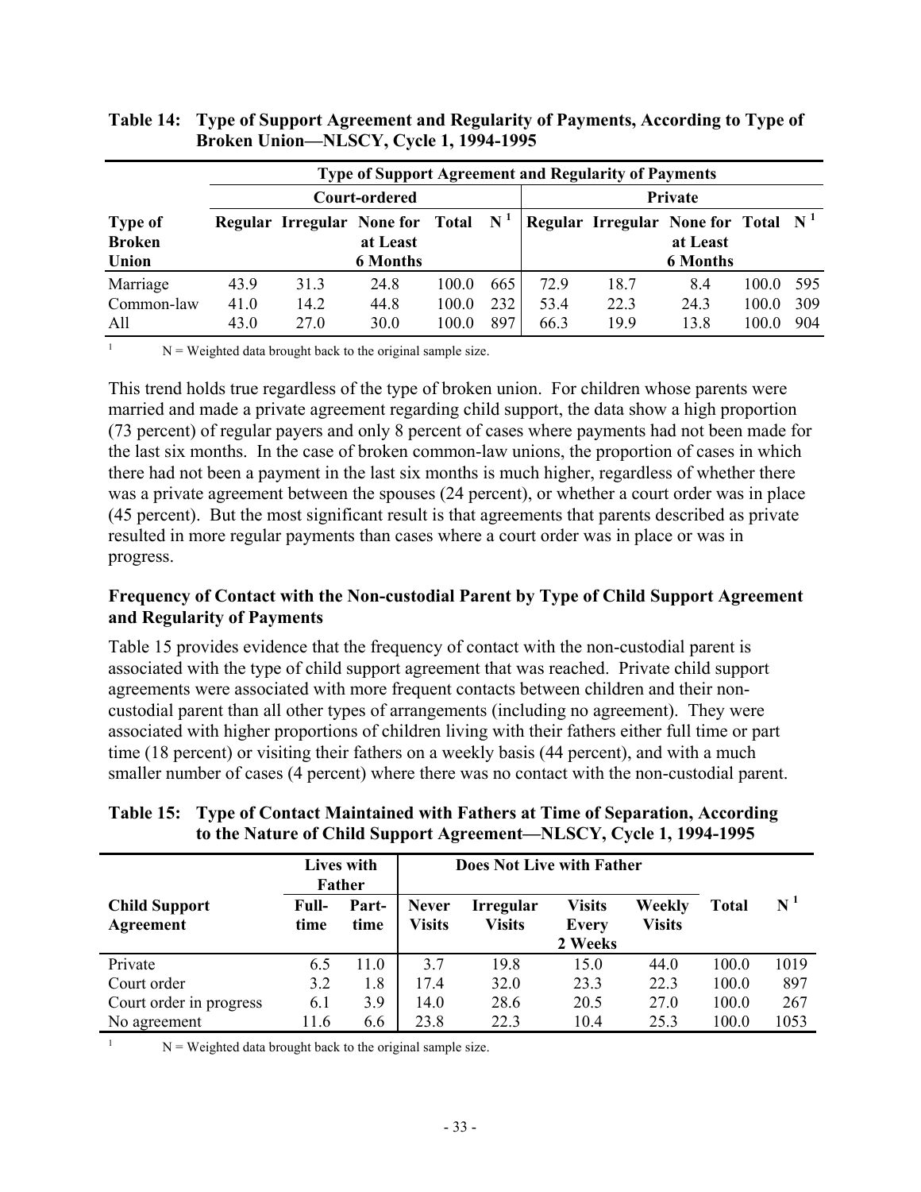**Table 14: Type of Support Agreement and Regularity of Payments, According to Type of Broken Union—NLSCY, Cycle 1, 1994-1995**

| | Type of Support Agreement and Regularity of Payments | | | | | | | | | |
|---|---|---|---|---|---|---|---|---|---|---|
| | Court-ordered | | | | | Private | | | | |
| Type of Broken Union | Regular | Irregular | None for at Least 6 Months | Total | N[1] | Regular | Irregular | None for at Least 6 Months | Total | N[1] |
| Marriage | 43.9 | 31.3 | 24.8 | 100.0 | 665 | 72.9 | 18.7 | 8.4 | 100.0 | 595 |
| Common-law | 41.0 | 14.2 | 44.8 | 100.0 | 232 | 53.4 | 22.3 | 24.3 | 100.0 | 309 |
| All | 43.0 | 27.0 | 30.0 | 100.0 | 897 | 66.3 | 19.9 | 13.8 | 100.0 | 904 |

[1] N = Weighted data brought back to the original sample size.

This trend holds true regardless of the type of broken union. For children whose parents were married and made a private agreement regarding child support, the data show a high proportion (73 percent) of regular payers and only 8 percent of cases where payments had not been made for the last six months. In the case of broken common-law unions, the proportion of cases in which there had not been a payment in the last six months is much higher, regardless of whether there was a private agreement between the spouses (24 percent), or whether a court order was in place (45 percent). But the most significant result is that agreements that parents described as private resulted in more regular payments than cases where a court order was in place or was in progress.

### Frequency of Contact with the Non-custodial Parent by Type of Child Support Agreement and Regularity of Payments

Table 15 provides evidence that the frequency of contact with the non-custodial parent is associated with the type of child support agreement that was reached. Private child support agreements were associated with more frequent contacts between children and their non-custodial parent than all other types of arrangements (including no agreement). They were associated with higher proportions of children living with their fathers either full time or part time (18 percent) or visiting their fathers on a weekly basis (44 percent), and with a much smaller number of cases (4 percent) where there was no contact with the non-custodial parent.

**Table 15: Type of Contact Maintained with Fathers at Time of Separation, According to the Nature of Child Support Agreement—NLSCY, Cycle 1, 1994-1995**

| | Lives with Father | | Does Not Live with Father | | | | | |
|---|---|---|---|---|---|---|---|---|
| Child Support Agreement | Full-time | Part-time | Never Visits | Irregular Visits | Visits Every 2 Weeks | Weekly Visits | Total | N[1] |
| Private | 6.5 | 11.0 | 3.7 | 19.8 | 15.0 | 44.0 | 100.0 | 1019 |
| Court order | 3.2 | 1.8 | 17.4 | 32.0 | 23.3 | 22.3 | 100.0 | 897 |
| Court order in progress | 6.1 | 3.9 | 14.0 | 28.6 | 20.5 | 27.0 | 100.0 | 267 |
| No agreement | 11.6 | 6.6 | 23.8 | 22.3 | 10.4 | 25.3 | 100.0 | 1053 |

[1] N = Weighted data brought back to the original sample size.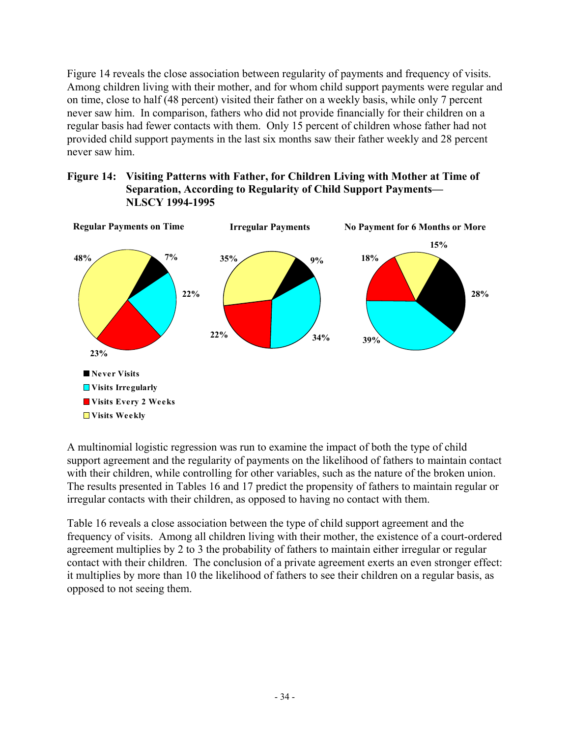Figure 14 reveals the close association between regularity of payments and frequency of visits. Among children living with their mother, and for whom child support payments were regular and on time, close to half (48 percent) visited their father on a weekly basis, while only 7 percent never saw him. In comparison, fathers who did not provide financially for their children on a regular basis had fewer contacts with them. Only 15 percent of children whose father had not provided child support payments in the last six months saw their father weekly and 28 percent never saw him.

**Figure 14: Visiting Patterns with Father, for Children Living with Mother at Time of Separation, According to Regularity of Child Support Payments— NLSCY 1994-1995**

| | Regular Payments on Time | Irregular Payments | No Payment for 6 Months or More |
|---|---|---|---|
| Never Visits | 7% | 9% | 28% |
| Visits Irregularly | 22% | 34% | 39% |
| Visits Every 2 Weeks | 23% | 22% | 18% |
| Visits Weekly | 48% | 35% | 15% |

A multinomial logistic regression was run to examine the impact of both the type of child support agreement and the regularity of payments on the likelihood of fathers to maintain contact with their children, while controlling for other variables, such as the nature of the broken union. The results presented in Tables 16 and 17 predict the propensity of fathers to maintain regular or irregular contacts with their children, as opposed to having no contact with them.

Table 16 reveals a close association between the type of child support agreement and the frequency of visits. Among all children living with their mother, the existence of a court-ordered agreement multiplies by 2 to 3 the probability of fathers to maintain either irregular or regular contact with their children. The conclusion of a private agreement exerts an even stronger effect: it multiplies by more than 10 the likelihood of fathers to see their children on a regular basis, as opposed to not seeing them.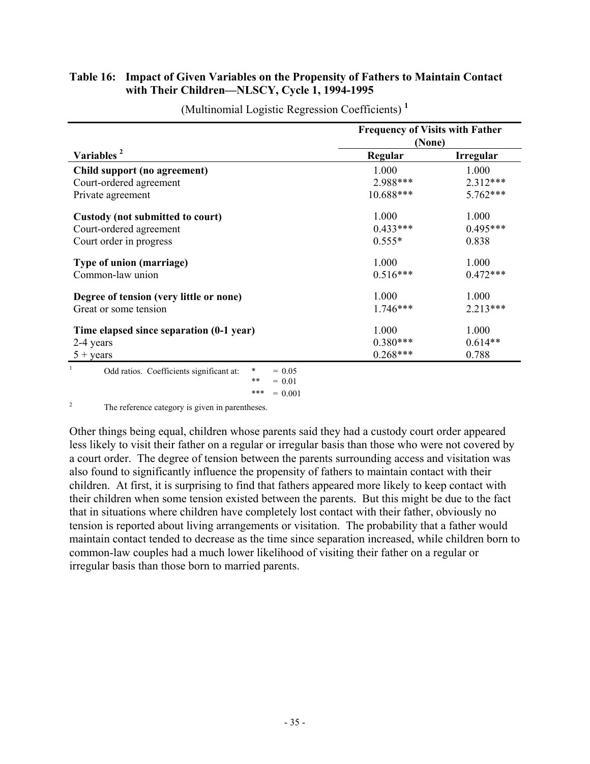**Table 16: Impact of Given Variables on the Propensity of Fathers to Maintain Contact with Their Children—NLSCY, Cycle 1, 1994-1995**

(Multinomial Logistic Regression Coefficients) [1]

| | Frequency of Visits with Father (None) | |
|---|---|---|
| **Variables** [2] | **Regular** | **Irregular** |
| **Child support (no agreement)** | 1.000 | 1.000 |
| Court-ordered agreement | 2.988*** | 2.312*** |
| Private agreement | 10.688*** | 5.762*** |
| **Custody (not submitted to court)** | 1.000 | 1.000 |
| Court-ordered agreement | 0.433*** | 0.495*** |
| Court order in progress | 0.555* | 0.838 |
| **Type of union (marriage)** | 1.000 | 1.000 |
| Common-law union | 0.516*** | 0.472*** |
| **Degree of tension (very little or none)** | 1.000 | 1.000 |
| Great or some tension | 1.746*** | 2.213*** |
| **Time elapsed since separation (0-1 year)** | 1.000 | 1.000 |
| 2-4 years | 0.380*** | 0.614** |
| 5 + years | 0.268*** | 0.788 |

[1] Odd ratios. Coefficients significant at: * = 0.05; ** = 0.01; *** = 0.001

[2] The reference category is given in parentheses.

Other things being equal, children whose parents said they had a custody court order appeared less likely to visit their father on a regular or irregular basis than those who were not covered by a court order. The degree of tension between the parents surrounding access and visitation was also found to significantly influence the propensity of fathers to maintain contact with their children. At first, it is surprising to find that fathers appeared more likely to keep contact with their children when some tension existed between the parents. But this might be due to the fact that in situations where children have completely lost contact with their father, obviously no tension is reported about living arrangements or visitation. The probability that a father would maintain contact tended to decrease as the time since separation increased, while children born to common-law couples had a much lower likelihood of visiting their father on a regular or irregular basis than those born to married parents.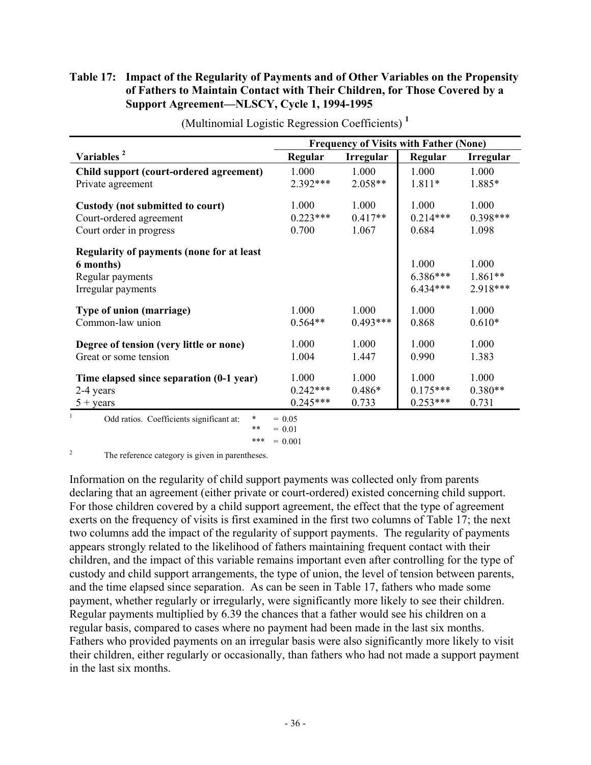**Table 17: Impact of the Regularity of Payments and of Other Variables on the Propensity of Fathers to Maintain Contact with Their Children, for Those Covered by a Support Agreement—NLSCY, Cycle 1, 1994-1995**

(Multinomial Logistic Regression Coefficients) [1]

| | Frequency of Visits with Father (None) | | | |
|---|---|---|---|---|
| **Variables** [2] | **Regular** | **Irregular** | **Regular** | **Irregular** |
| **Child support (court-ordered agreement)** | 1.000 | 1.000 | 1.000 | 1.000 |
| Private agreement | 2.392*** | 2.058** | 1.811* | 1.885* |
| **Custody (not submitted to court)** | 1.000 | 1.000 | 1.000 | 1.000 |
| Court-ordered agreement | 0.223*** | 0.417** | 0.214*** | 0.398*** |
| Court order in progress | 0.700 | 1.067 | 0.684 | 1.098 |
| **Regularity of payments (none for at least 6 months)** | | | 1.000 | 1.000 |
| Regular payments | | | 6.386*** | 1.861** |
| Irregular payments | | | 6.434*** | 2.918*** |
| **Type of union (marriage)** | 1.000 | 1.000 | 1.000 | 1.000 |
| Common-law union | 0.564** | 0.493*** | 0.868 | 0.610* |
| **Degree of tension (very little or none)** | 1.000 | 1.000 | 1.000 | 1.000 |
| Great or some tension | 1.004 | 1.447 | 0.990 | 1.383 |
| **Time elapsed since separation (0-1 year)** | 1.000 | 1.000 | 1.000 | 1.000 |
| 2-4 years | 0.242*** | 0.486* | 0.175*** | 0.380** |
| 5 + years | 0.245*** | 0.733 | 0.253*** | 0.731 |

[1] Odd ratios. Coefficients significant at: * = 0.05, ** = 0.01, *** = 0.001

[2] The reference category is given in parentheses.

Information on the regularity of child support payments was collected only from parents declaring that an agreement (either private or court-ordered) existed concerning child support. For those children covered by a child support agreement, the effect that the type of agreement exerts on the frequency of visits is first examined in the first two columns of Table 17; the next two columns add the impact of the regularity of support payments. The regularity of payments appears strongly related to the likelihood of fathers maintaining frequent contact with their children, and the impact of this variable remains important even after controlling for the type of custody and child support arrangements, the type of union, the level of tension between parents, and the time elapsed since separation. As can be seen in Table 17, fathers who made some payment, whether regularly or irregularly, were significantly more likely to see their children. Regular payments multiplied by 6.39 the chances that a father would see his children on a regular basis, compared to cases where no payment had been made in the last six months. Fathers who provided payments on an irregular basis were also significantly more likely to visit their children, either regularly or occasionally, than fathers who had not made a support payment in the last six months.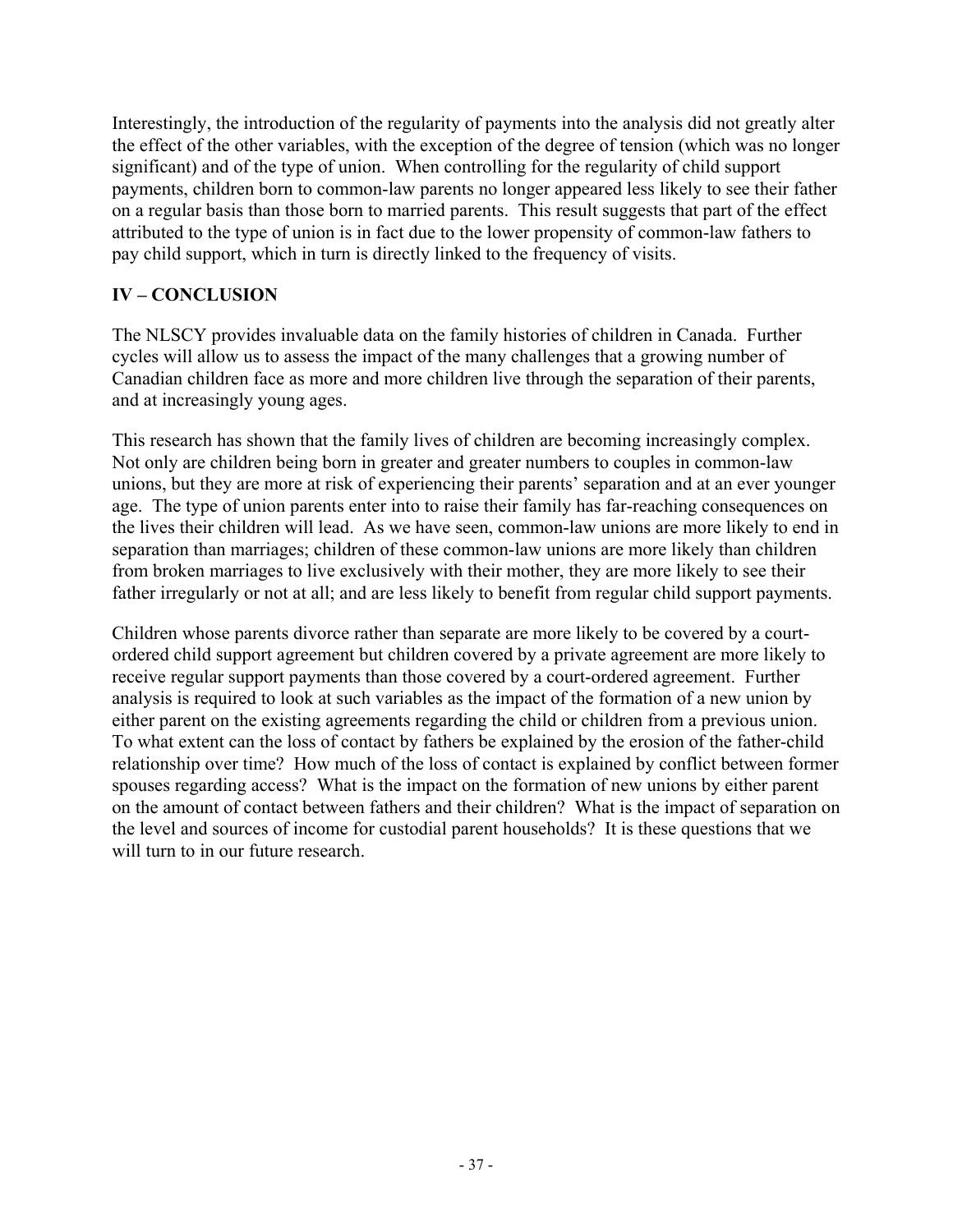Interestingly, the introduction of the regularity of payments into the analysis did not greatly alter the effect of the other variables, with the exception of the degree of tension (which was no longer significant) and of the type of union. When controlling for the regularity of child support payments, children born to common-law parents no longer appeared less likely to see their father on a regular basis than those born to married parents. This result suggests that part of the effect attributed to the type of union is in fact due to the lower propensity of common-law fathers to pay child support, which in turn is directly linked to the frequency of visits.

## IV – CONCLUSION

The NLSCY provides invaluable data on the family histories of children in Canada. Further cycles will allow us to assess the impact of the many challenges that a growing number of Canadian children face as more and more children live through the separation of their parents, and at increasingly young ages.

This research has shown that the family lives of children are becoming increasingly complex. Not only are children being born in greater and greater numbers to couples in common-law unions, but they are more at risk of experiencing their parents' separation and at an ever younger age. The type of union parents enter into to raise their family has far-reaching consequences on the lives their children will lead. As we have seen, common-law unions are more likely to end in separation than marriages; children of these common-law unions are more likely than children from broken marriages to live exclusively with their mother, they are more likely to see their father irregularly or not at all; and are less likely to benefit from regular child support payments.

Children whose parents divorce rather than separate are more likely to be covered by a court-ordered child support agreement but children covered by a private agreement are more likely to receive regular support payments than those covered by a court-ordered agreement. Further analysis is required to look at such variables as the impact of the formation of a new union by either parent on the existing agreements regarding the child or children from a previous union. To what extent can the loss of contact by fathers be explained by the erosion of the father-child relationship over time? How much of the loss of contact is explained by conflict between former spouses regarding access? What is the impact on the formation of new unions by either parent on the amount of contact between fathers and their children? What is the impact of separation on the level and sources of income for custodial parent households? It is these questions that we will turn to in our future research.